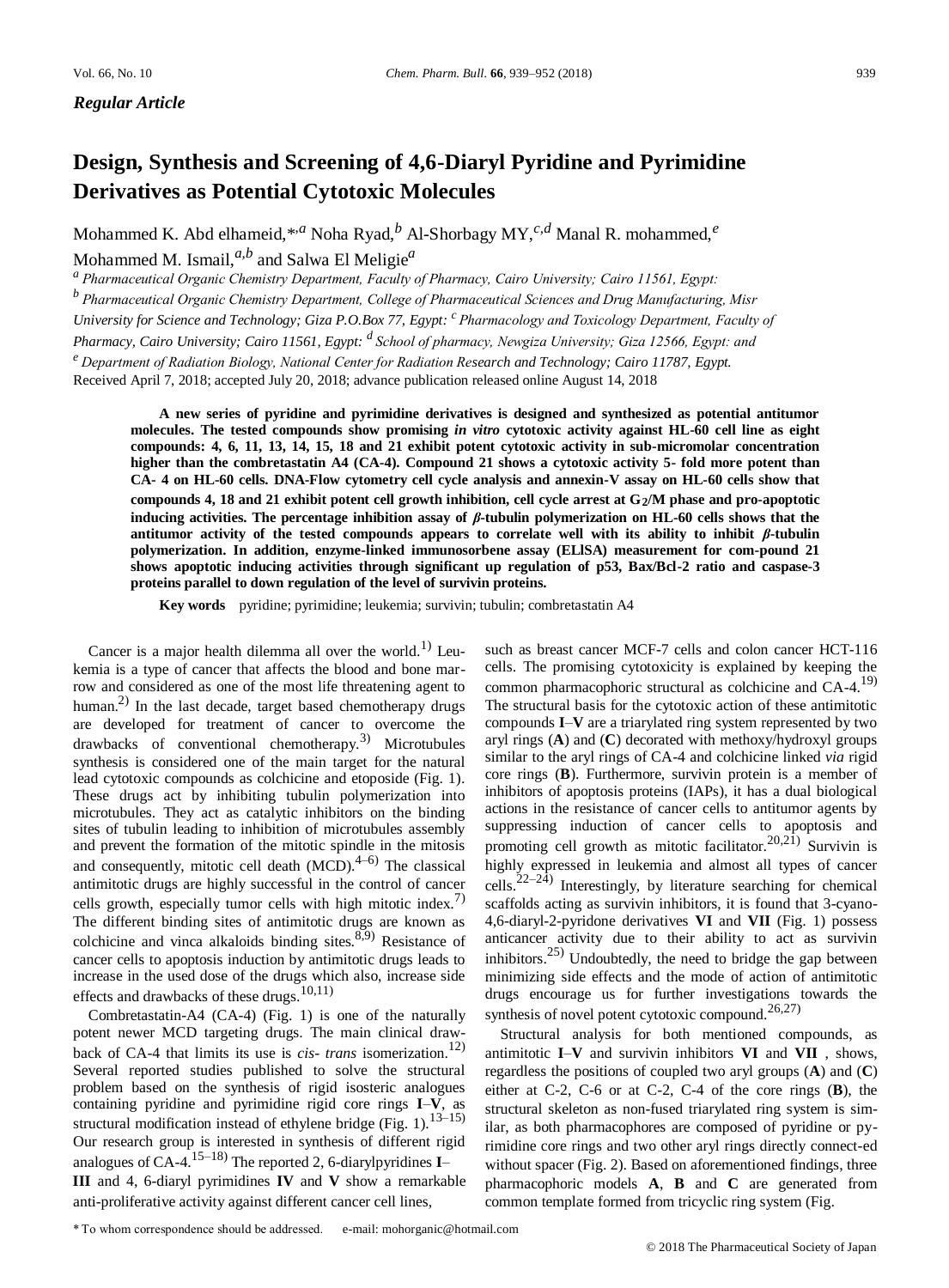*Regular Article*

# Design, Synthesis and Screening of 4,6-Diaryl Pyridine and Pyrimidine Derivatives as Potential Cytotoxic Molecules

Mohammed K. Abd elhameid,*[,a] Noha Ryad,[b] Al-Shorbagy MY,[c,d] Manal R. mohammed,[e] Mohammed M. Ismail,[a,b] and Salwa El Meligie[a]

[a] *Pharmaceutical Organic Chemistry Department, Faculty of Pharmacy, Cairo University; Cairo 11561, Egypt:*
[b] *Pharmaceutical Organic Chemistry Department, College of Pharmaceutical Sciences and Drug Manufacturing, Misr University for Science and Technology; Giza P.O.Box 77, Egypt:* [c] *Pharmacology and Toxicology Department, Faculty of Pharmacy, Cairo University; Cairo 11561, Egypt:* [d] *School of pharmacy, Newgiza University; Giza 12566, Egypt: and*
[e] *Department of Radiation Biology, National Center for Radiation Research and Technology; Cairo 11787, Egypt.*

Received April 7, 2018; accepted July 20, 2018; advance publication released online August 14, 2018

**A new series of pyridine and pyrimidine derivatives is designed and synthesized as potential antitumor molecules. The tested compounds show promising *in vitro* cytotoxic activity against HL-60 cell line as eight compounds: 4, 6, 11, 13, 14, 15, 18 and 21 exhibit potent cytotoxic activity in sub-micromolar concentration higher than the combretastatin A4 (CA-4). Compound 21 shows a cytotoxic activity 5- fold more potent than CA- 4 on HL-60 cells. DNA-Flow cytometry cell cycle analysis and annexin-V assay on HL-60 cells show that compounds 4, 18 and 21 exhibit potent cell growth inhibition, cell cycle arrest at $G_2$/M phase and pro-apoptotic inducing activities. The percentage inhibition assay of *β*-tubulin polymerization on HL-60 cells shows that the antitumor activity of the tested compounds appears to correlate well with its ability to inhibit *β*-tubulin polymerization. In addition, enzyme-linked immunosorbene assay (ElISA) measurement for com-pound 21 shows apoptotic inducing activities through significant up regulation of p53, Bax/Bcl-2 ratio and caspase-3 proteins parallel to down regulation of the level of survivin proteins.**

**Key words** pyridine; pyrimidine; leukemia; survivin; tubulin; combretastatin A4

Cancer is a major health dilemma all over the world.[1] Leukemia is a type of cancer that affects the blood and bone marrow and considered as one of the most life threatening agent to human.[2] In the last decade, target based chemotherapy drugs are developed for treatment of cancer to overcome the drawbacks of conventional chemotherapy.[3] Microtubules synthesis is considered one of the main target for the natural lead cytotoxic compounds as colchicine and etoposide (Fig. 1). These drugs act by inhibiting tubulin polymerization into microtubules. They act as catalytic inhibitors on the binding sites of tubulin leading to inhibition of microtubules assembly and prevent the formation of the mitotic spindle in the mitosis and consequently, mitotic cell death (MCD).[4–6] The classical antimitotic drugs are highly successful in the control of cancer cells growth, especially tumor cells with high mitotic index.[7] The different binding sites of antimitotic drugs are known as colchicine and vinca alkaloids binding sites.[8,9] Resistance of cancer cells to apoptosis induction by antimitotic drugs leads to increase in the used dose of the drugs which also, increase side effects and drawbacks of these drugs.[10,11]

Combretastatin-A4 (CA-4) (Fig. 1) is one of the naturally potent newer MCD targeting drugs. The main clinical drawback of CA-4 that limits its use is *cis- trans* isomerization.[12] Several reported studies published to solve the structural problem based on the synthesis of rigid isosteric analogues containing pyridine and pyrimidine rigid core rings **I**–**V**, as structural modification instead of ethylene bridge (Fig. 1).[13–15] Our research group is interested in synthesis of different rigid analogues of CA-4.[15–18] The reported 2, 6-diarylpyridines **I**–**III** and 4, 6-diaryl pyrimidines **IV** and **V** show a remarkable anti-proliferative activity against different cancer cell lines, such as breast cancer MCF-7 cells and colon cancer HCT-116 cells. The promising cytotoxicity is explained by keeping the common pharmacophoric structural as colchicine and CA-4.[19] The structural basis for the cytotoxic action of these antimitotic compounds **I**–**V** are a triarylated ring system represented by two aryl rings (**A**) and (**C**) decorated with methoxy/hydroxyl groups similar to the aryl rings of CA-4 and colchicine linked *via* rigid core rings (**B**). Furthermore, survivin protein is a member of inhibitors of apoptosis proteins (IAPs), it has a dual biological actions in the resistance of cancer cells to antitumor agents by suppressing induction of cancer cells to apoptosis and promoting cell growth as mitotic facilitator.[20,21] Survivin is highly expressed in leukemia and almost all types of cancer cells.[22–24] Interestingly, by literature searching for chemical scaffolds acting as survivin inhibitors, it is found that 3-cyano-4,6-diaryl-2-pyridone derivatives **VI** and **VII** (Fig. 1) possess anticancer activity due to their ability to act as survivin inhibitors.[25] Undoubtedly, the need to bridge the gap between minimizing side effects and the mode of action of antimitotic drugs encourage us for further investigations towards the synthesis of novel potent cytotoxic compound.[26,27]

Structural analysis for both mentioned compounds, as antimitotic **I**–**V** and survivin inhibitors **VI** and **VII** , shows, regardless the positions of coupled two aryl groups (**A**) and (**C**) either at C-2, C-6 or at C-2, C-4 of the core rings (**B**), the structural skeleton as non-fused triarylated ring system is similar, as both pharmacophores are composed of pyridine or pyrimidine core rings and two other aryl rings directly connect-ed without spacer (Fig. 2). Based on aforementioned findings, three pharmacophoric models **A**, **B** and **C** are generated from common template formed from tricyclic ring system (Fig.

\* To whom correspondence should be addressed. e-mail: mohorganic@hotmail.com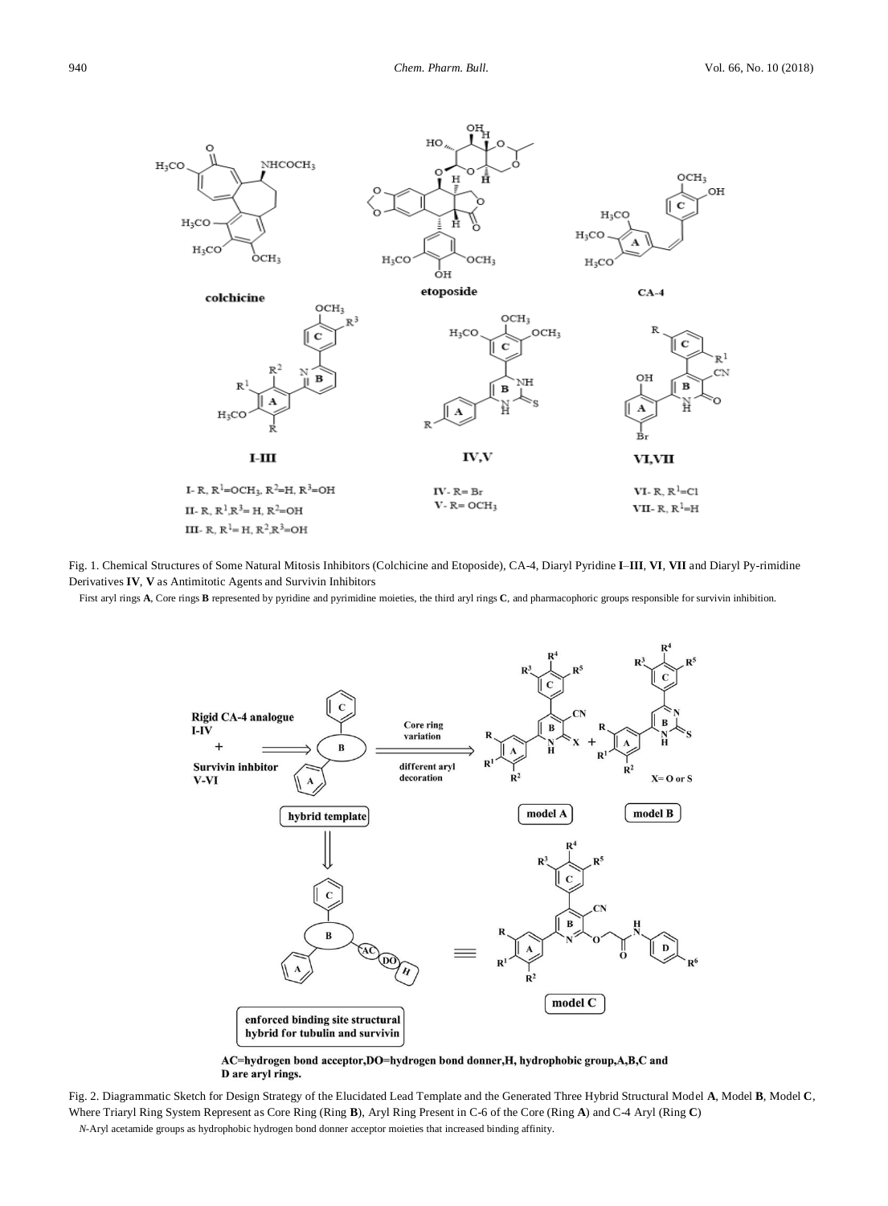Fig. 1. Chemical Structures of Some Natural Mitosis Inhibitors (Colchicine and Etoposide), CA-4, Diaryl Pyridine **I**–**III**, **VI**, **VII** and Diaryl Py-rimidine Derivatives **IV**, **V** as Antimitotic Agents and Survivin Inhibitors

First aryl rings **A**, Core rings **B** represented by pyridine and pyrimidine moieties, the third aryl rings **C**, and pharmacophoric groups responsible for survivin inhibition.

Fig. 2. Diagrammatic Sketch for Design Strategy of the Elucidated Lead Template and the Generated Three Hybrid Structural Model **A**, Model **B**, Model **C**, Where Triaryl Ring System Represent as Core Ring (Ring **B**), Aryl Ring Present in C-6 of the Core (Ring **A**) and C-4 Aryl (Ring **C**)

*N*-Aryl acetamide groups as hydrophobic hydrogen bond donner acceptor moieties that increased binding affinity.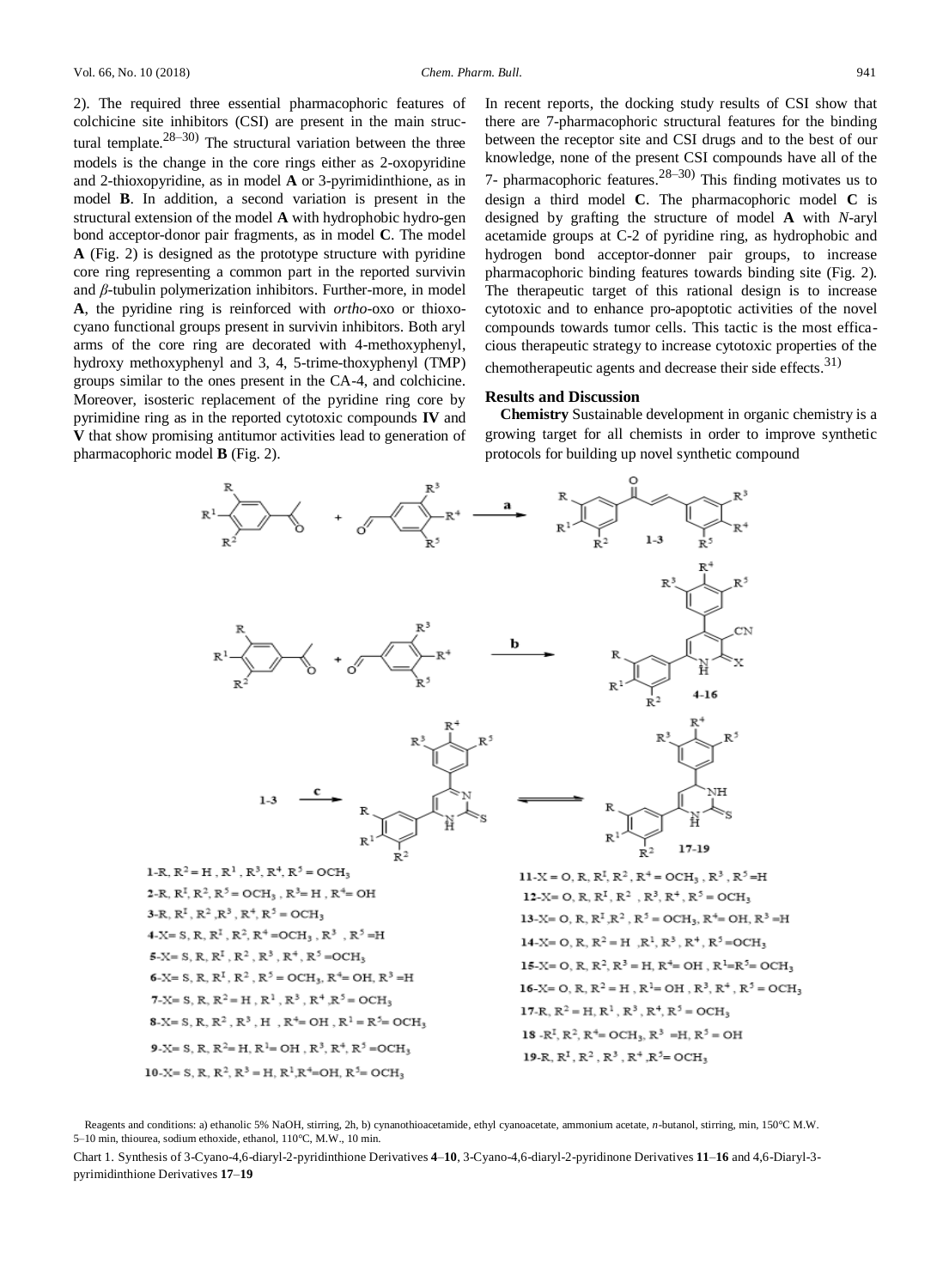2). The required three essential pharmacophoric features of colchicine site inhibitors (CSI) are present in the main structural template.[28–30] The structural variation between the three models is the change in the core rings either as 2-oxopyridine and 2-thioxopyridine, as in model **A** or 3-pyrimidinthione, as in model **B**. In addition, a second variation is present in the structural extension of the model **A** with hydrophobic hydro-gen bond acceptor-donor pair fragments, as in model **C**. The model **A** (Fig. 2) is designed as the prototype structure with pyridine core ring representing a common part in the reported survivin and *β*-tubulin polymerization inhibitors. Further-more, in model **A**, the pyridine ring is reinforced with *ortho*-oxo or thioxo-cyano functional groups present in survivin inhibitors. Both aryl arms of the core ring are decorated with 4-methoxyphenyl, hydroxy methoxyphenyl and 3, 4, 5-trime-thoxyphenyl (TMP) groups similar to the ones present in the CA-4, and colchicine. Moreover, isosteric replacement of the pyridine ring core by pyrimidine ring as in the reported cytotoxic compounds **IV** and **V** that show promising antitumor activities lead to generation of pharmacophoric model **B** (Fig. 2).

In recent reports, the docking study results of CSI show that there are 7-pharmacophoric structural features for the binding between the receptor site and CSI drugs and to the best of our knowledge, none of the present CSI compounds have all of the 7- pharmacophoric features.[28–30] This finding motivates us to design a third model **C**. The pharmacophoric model **C** is designed by grafting the structure of model **A** with *N*-aryl acetamide groups at C-2 of pyridine ring, as hydrophobic and hydrogen bond acceptor-donner pair groups, to increase pharmacophoric binding features towards binding site (Fig. 2). The therapeutic target of this rational design is to increase cytotoxic and to enhance pro-apoptotic activities of the novel compounds towards tumor cells. This tactic is the most efficacious therapeutic strategy to increase cytotoxic properties of the chemotherapeutic agents and decrease their side effects.[31]

## Results and Discussion

**Chemistry** Sustainable development in organic chemistry is a growing target for all chemists in order to improve synthetic protocols for building up novel synthetic compound

1-R, $R^2$ = H , $R^1$ , $R^3$, $R^4$, $R^5$ = $OCH_3$
2-R, $R^1$, $R^2$, $R^5$ = $OCH_3$ , $R^3$= H , $R^4$= OH
3-R, $R^1$ , $R^2$ ,$R^3$ , $R^4$, $R^5$ = $OCH_3$
4-X= S, R, $R^1$ , $R^2$, $R^4$ =$OCH_3$ , $R^3$ , $R^5$ =H
5-X= S, R, $R^1$ , $R^2$ , $R^3$ , $R^4$, $R^5$ =$OCH_3$
6-X= S, R, $R^1$ , $R^2$ , $R^5$ = $OCH_3$, $R^4$= OH, $R^3$ =H
7-X= S, R, $R^2$ = H , $R^1$ , $R^3$ , $R^4$ ,$R^5$ = $OCH_3$
8-X= S, R, $R^2$ , $R^3$ , H , $R^4$= OH , $R^1$ = $R^5$= $OCH_3$
9-X= S, R, $R^2$= H, $R^1$= OH , $R^3$, $R^4$, $R^5$ =$OCH_3$
10-X= S, R, $R^2$, $R^3$ = H, $R^1$,$R^4$=OH, $R^5$= $OCH_3$
11-X = O, R, $R^1$, $R^2$, $R^4$ = $OCH_3$ , $R^3$ , $R^5$ =H
12-X= O, R, $R^1$, $R^2$ , $R^3$, $R^4$, $R^5$ = $OCH_3$
13-X= O, R, $R^1$ ,$R^2$ , $R^5$ = $OCH_3$, $R^4$= OH, $R^3$ =H
14-X= O, R, $R^2$ = H ,$R^1$, $R^3$ , $R^4$, $R^5$ =$OCH_3$
15-X= O, R, $R^2$, $R^3$ = H, $R^4$= OH , $R^1$=$R^5$= $OCH_3$
16-X= O, R, $R^2$ = H , $R^1$= OH , $R^3$, $R^4$ , $R^5$ = $OCH_3$
17-R, $R^2$ = H, $R^1$ , $R^3$ , $R^4$, $R^5$ = $OCH_3$
18 -$R^1$, $R^2$, $R^4$= $OCH_3$, $R^3$ =H, $R^5$ = OH
19-R, $R^1$, $R^2$ , $R^3$ , $R^4$ ,$R^5$= $OCH_3$

Reagents and conditions: a) ethanolic 5% NaOH, stirring, 2h, b) cynanothioacetamide, ethyl cyanoacetate, ammonium acetate, *n*-butanol, stirring, min, 150°C M.W. 5–10 min, thiourea, sodium ethoxide, ethanol, 110°C, M.W., 10 min.

Chart 1. Synthesis of 3-Cyano-4,6-diaryl-2-pyridinthione Derivatives **4**–**10**, 3-Cyano-4,6-diaryl-2-pyridinone Derivatives **11**–**16** and 4,6-Diaryl-3-pyrimidinthione Derivatives **17**–**19**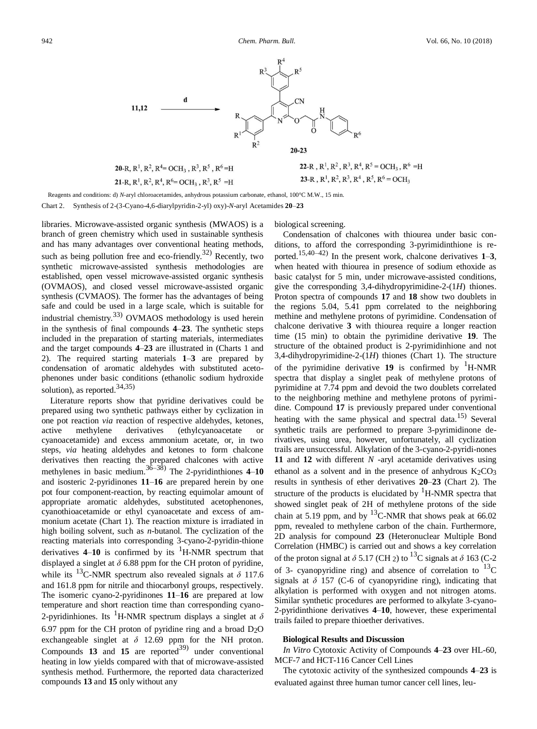**11,12** $\xrightarrow{\text{d}}$ **20–23**

**20**-R, $R^1$, $R^2$, $R^4$= $OCH_3$ , $R^3$, $R^5$ , $R^6$ =H

**21**-R, $R^1$, $R^2$, $R^4$, $R^6$= $OCH_3$ , $R^3$, $R^5$ =H

**22**-R , $R^1$, $R^2$, $R^3$, $R^4$, $R^5$ = $OCH_3$ , $R^6$ =H

**23**-R , $R^1$, $R^2$, $R^3$, $R^4$ , $R^5$, $R^6$ = $OCH_3$

Reagents and conditions: d) *N*-aryl chloroacetamides, anhydrous potassium carbonate, ethanol, 100°C M.W., 15 min.

Chart 2. Synthesis of 2-(3-Cyano-4,6-diarylpyridin-2-yl) oxy)-*N*-aryl Acetamides **20**–**23**

libraries. Microwave-assisted organic synthesis (MWAOS) is a branch of green chemistry which used in sustainable synthesis and has many advantages over conventional heating methods, such as being pollution free and eco-friendly.[32] Recently, two synthetic microwave-assisted synthesis methodologies are established, open vessel microwave-assisted organic synthesis (OVMAOS), and closed vessel microwave-assisted organic synthesis (CVMAOS). The former has the advantages of being safe and could be used in a large scale, which is suitable for industrial chemistry.[33] OVMAOS methodology is used herein in the synthesis of final compounds **4**–**23**. The synthetic steps included in the preparation of starting materials, intermediates and the target compounds **4**–**23** are illustrated in (Charts 1 and 2). The required starting materials **1**–**3** are prepared by condensation of aromatic aldehydes with substituted acetophenones under basic conditions (ethanolic sodium hydroxide solution), as reported.[34,35]

Literature reports show that pyridine derivatives could be prepared using two synthetic pathways either by cyclization in one pot reaction *via* reaction of respective aldehydes, ketones, active methylene derivatives (ethylcyanoacetate or cyanoacetamide) and excess ammonium acetate, or, in two steps, *via* heating aldehydes and ketones to form chalcone derivatives then reacting the prepared chalcones with active methylenes in basic medium.[36–38] The 2-pyridinthiones **4**–**10** and isosteric 2-pyridinones **11**–**16** are prepared herein by one pot four component-reaction, by reacting equimolar amount of appropriate aromatic aldehydes, substituted acetophenones, cyanothioacetamide or ethyl cyanoacetate and excess of ammonium acetate (Chart 1). The reaction mixture is irradiated in high boiling solvent, such as *n*-butanol. The cyclization of the reacting materials into corresponding 3-cyano-2-pyridin-thione derivatives **4**–**10** is confirmed by its $^1$H-NMR spectrum that displayed a singlet at $\delta$ 6.88 ppm for the CH proton of pyridine, while its $^{13}$C-NMR spectrum also revealed signals at $\delta$ 117.6 and 161.8 ppm for nitrile and thiocarbonyl groups, respectively. The isomeric cyano-2-pyridinones **11**–**16** are prepared at low temperature and short reaction time than corresponding cyano-2-pyridinhiones. Its $^1$H-NMR spectrum displays a singlet at $\delta$ 6.97 ppm for the CH proton of pyridine ring and a broad $D_2O$ exchangeable singlet at $\delta$ 12.69 ppm for the NH proton. Compounds **13** and **15** are reported[39] under conventional heating in low yields compared with that of microwave-assisted synthesis method. Furthermore, the reported data characterized compounds **13** and **15** only without any biological screening.

Condensation of chalcones with thiourea under basic conditions, to afford the corresponding 3-pyrimidinthione is reported.[15,40–42] In the present work, chalcone derivatives **1**–**3**, when heated with thiourea in presence of sodium ethoxide as basic catalyst for 5 min, under microwave-assisted conditions, give the corresponding 3,4-dihydropyrimidine-2-(1*H*) thiones. Proton spectra of compounds **17** and **18** show two doublets in the regions 5.04, 5.41 ppm correlated to the neighboring methine and methylene protons of pyrimidine. Condensation of chalcone derivative **3** with thiourea require a longer reaction time (15 min) to obtain the pyrimidine derivative **19**. The structure of the obtained product is 2-pyrimidinhione and not 3,4-dihydropyrimidine-2-(1*H*) thiones (Chart 1). The structure of the pyrimidine derivative **19** is confirmed by $^1$H-NMR spectra that display a singlet peak of methylene protons of pyrimidine at 7.74 ppm and devoid the two doublets correlated to the neighboring methine and methylene protons of pyrimidine. Compound **17** is previously prepared under conventional heating with the same physical and spectral data.[15] Several synthetic trails are performed to prepare 3-pyrimidinone derivatives, using urea, however, unfortunately, all cyclization trails are unsuccessful. Alkylation of the 3-cyano-2-pyridi-nones **11** and **12** with different *N* -aryl acetamide derivatives using ethanol as a solvent and in the presence of anhydrous $K_2CO_3$ results in synthesis of ether derivatives **20**–**23** (Chart 2). The structure of the products is elucidated by $^1$H-NMR spectra that showed singlet peak of 2H of methylene protons of the side chain at 5.19 ppm, and by $^{13}$C-NMR that shows peak at 66.02 ppm, revealed to methylene carbon of the chain. Furthermore, 2D analysis for compound **23** (Heteronuclear Multiple Bond Correlation (HMBC) is carried out and shows a key correlation of the proton signal at $\delta$ 5.17 ($CH_2$) to $^{13}$C signals at $\delta$ 163 (C-2 of 3- cyanopyridine ring) and absence of correlation to $^{13}$C signals at $\delta$ 157 (C-6 of cyanopyridine ring), indicating that alkylation is performed with oxygen and not nitrogen atoms. Similar synthetic procedures are performed to alkylate 3-cyano-2-pyridinthione derivatives **4**–**10**, however, these experimental trails failed to prepare thioether derivatives.

## Biological Results and Discussion

*In Vitro* Cytotoxic Activity of Compounds **4**–**23** over HL-60, MCF-7 and HCT-116 Cancer Cell Lines

The cytotoxic activity of the synthesized compounds **4**–**23** is evaluated against three human tumor cancer cell lines, leu-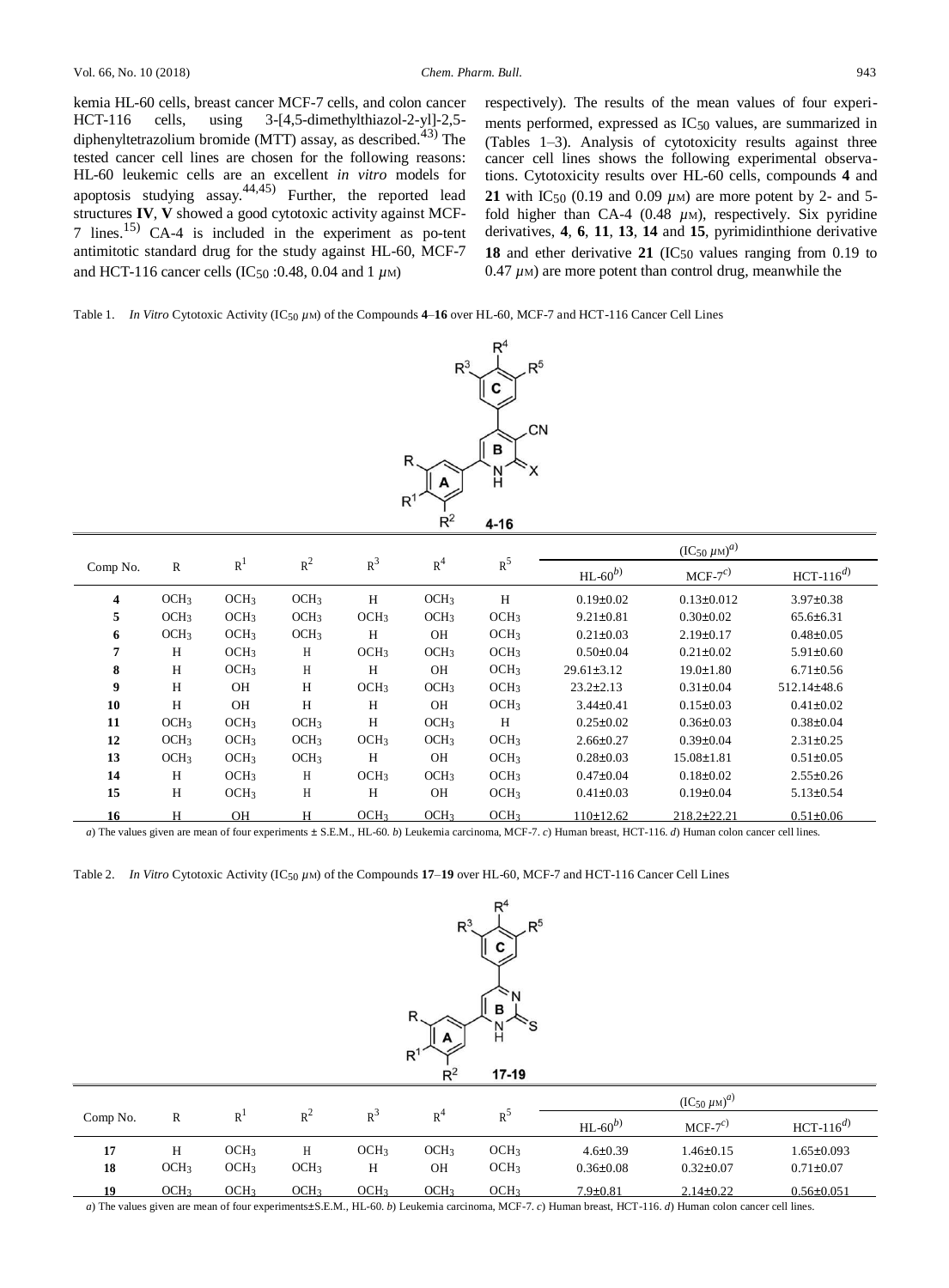kemia HL-60 cells, breast cancer MCF-7 cells, and colon cancer HCT-116 cells, using 3-[4,5-dimethylthiazol-2-yl]-2,5-diphenyltetrazolium bromide (MTT) assay, as described.[43] The tested cancer cell lines are chosen for the following reasons: HL-60 leukemic cells are an excellent *in vitro* models for apoptosis studying assay.[44,45] Further, the reported lead structures **IV**, **V** showed a good cytotoxic activity against MCF-7 lines.[15] CA-4 is included in the experiment as po-tent antimitotic standard drug for the study against HL-60, MCF-7 and HCT-116 cancer cells ($IC_{50}$ :0.48, 0.04 and 1 $\mu$M) respectively). The results of the mean values of four experiments performed, expressed as $IC_{50}$ values, are summarized in (Tables 1–3). Analysis of cytotoxicity results against three cancer cell lines shows the following experimental observations. Cytotoxicity results over HL-60 cells, compounds **4** and **21** with $IC_{50}$ (0.19 and 0.09 $\mu$M) are more potent by 2- and 5-fold higher than CA-4 (0.48 $\mu$M), respectively. Six pyridine derivatives, **4**, **6**, **11**, **13**, **14** and **15**, pyrimidinthione derivative **18** and ether derivative **21** ($IC_{50}$ values ranging from 0.19 to 0.47 $\mu$M) are more potent than control drug, meanwhile the

Table 1. *In Vitro* Cytotoxic Activity ($IC_{50}$ $\mu$M) of the Compounds **4**–**16** over HL-60, MCF-7 and HCT-116 Cancer Cell Lines

| Comp No. | R | $R^1$ | $R^2$ | $R^3$ | $R^4$ | $R^5$ | ($IC_{50}$ $\mu$M)[a] | | |
|---|---|---|---|---|---|---|---|---|---|
| | | | | | | | HL-60[b] | MCF-7[c] | HCT-116[d] |
| **4** | $OCH_3$ | $OCH_3$ | $OCH_3$ | H | $OCH_3$ | H | 0.19±0.02 | 0.13±0.012 | 3.97±0.38 |
| **5** | $OCH_3$ | $OCH_3$ | $OCH_3$ | $OCH_3$ | $OCH_3$ | $OCH_3$ | 9.21±0.81 | 0.30±0.02 | 65.6±6.31 |
| **6** | $OCH_3$ | $OCH_3$ | $OCH_3$ | H | OH | $OCH_3$ | 0.21±0.03 | 2.19±0.17 | 0.48±0.05 |
| **7** | H | $OCH_3$ | H | $OCH_3$ | $OCH_3$ | $OCH_3$ | 0.50±0.04 | 0.21±0.02 | 5.91±0.60 |
| **8** | H | $OCH_3$ | H | H | OH | $OCH_3$ | 29.61±3.12 | 19.0±1.80 | 6.71±0.56 |
| **9** | H | OH | H | $OCH_3$ | $OCH_3$ | $OCH_3$ | 23.2±2.13 | 0.31±0.04 | 512.14±48.6 |
| **10** | H | OH | H | H | OH | $OCH_3$ | 3.44±0.41 | 0.15±0.03 | 0.41±0.02 |
| **11** | $OCH_3$ | $OCH_3$ | $OCH_3$ | H | $OCH_3$ | H | 0.25±0.02 | 0.36±0.03 | 0.38±0.04 |
| **12** | $OCH_3$ | $OCH_3$ | $OCH_3$ | $OCH_3$ | $OCH_3$ | $OCH_3$ | 2.66±0.27 | 0.39±0.04 | 2.31±0.25 |
| **13** | $OCH_3$ | $OCH_3$ | $OCH_3$ | H | OH | $OCH_3$ | 0.28±0.03 | 15.08±1.81 | 0.51±0.05 |
| **14** | H | $OCH_3$ | H | $OCH_3$ | $OCH_3$ | $OCH_3$ | 0.47±0.04 | 0.18±0.02 | 2.55±0.26 |
| **15** | H | $OCH_3$ | H | H | OH | $OCH_3$ | 0.41±0.03 | 0.19±0.04 | 5.13±0.54 |
| **16** | H | OH | H | $OCH_3$ | $OCH_3$ | $OCH_3$ | 110±12.62 | 218.2±22.21 | 0.51±0.06 |

*a*) The values given are mean of four experiments ± S.E.M., HL-60. *b*) Leukemia carcinoma, MCF-7. *c*) Human breast, HCT-116. *d*) Human colon cancer cell lines.

Table 2. *In Vitro* Cytotoxic Activity ($IC_{50}$ $\mu$M) of the Compounds **17**–**19** over HL-60, MCF-7 and HCT-116 Cancer Cell Lines

| Comp No. | R | $R^1$ | $R^2$ | $R^3$ | $R^4$ | $R^5$ | ($IC_{50}$ $\mu$M)[a] | | |
|---|---|---|---|---|---|---|---|---|---|
| | | | | | | | HL-60[b] | MCF-7[c] | HCT-116[d] |
| **17** | H | $OCH_3$ | H | $OCH_3$ | $OCH_3$ | $OCH_3$ | 4.6±0.39 | 1.46±0.15 | 1.65±0.093 |
| **18** | $OCH_3$ | $OCH_3$ | $OCH_3$ | H | OH | $OCH_3$ | 0.36±0.08 | 0.32±0.07 | 0.71±0.07 |
| **19** | $OCH_3$ | $OCH_3$ | $OCH_3$ | $OCH_3$ | $OCH_3$ | $OCH_3$ | 7.9±0.81 | 2.14±0.22 | 0.56±0.051 |

*a*) The values given are mean of four experiments±S.E.M., HL-60. *b*) Leukemia carcinoma, MCF-7. *c*) Human breast, HCT-116. *d*) Human colon cancer cell lines.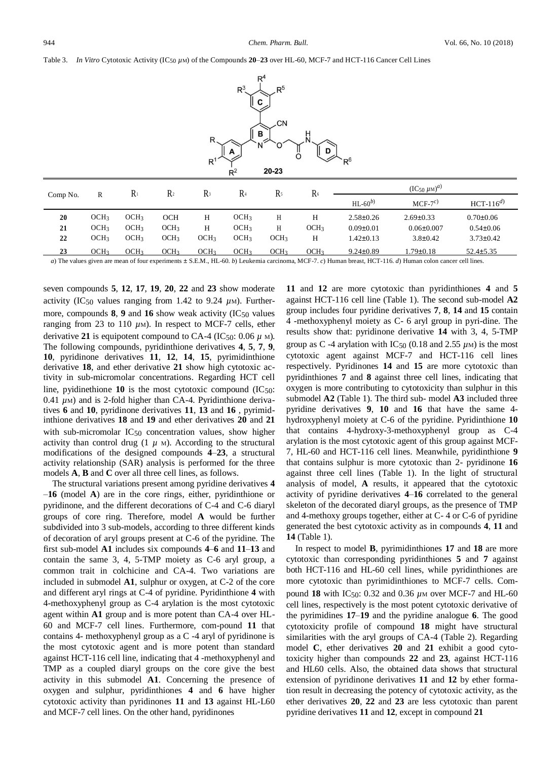Table 3. *In Vitro* Cytotoxic Activity (IC$_{50}$ $\mu$M) of the Compounds **20**–**23** over HL-60, MCF-7 and HCT-116 Cancer Cell Lines

| Comp No. | R | R$_1$ | R$_2$ | R$_3$ | R$_4$ | R$_5$ | R$_6$ | (IC$_{50}$ $\mu$M)$^{a)}$ | | |
|---|---|---|---|---|---|---|---|---|---|---|
| | | | | | | | | HL-60$^{b)}$ | MCF-7$^{c)}$ | HCT-116$^{d)}$ |
| **20** | $OCH_3$ | $OCH_3$ | OCH | H | $OCH_3$ | H | H | 2.58±0.26 | 2.69±0.33 | 0.70±0.06 |
| **21** | $OCH_3$ | $OCH_3$ | $OCH_3$ | H | $OCH_3$ | H | $OCH_3$ | 0.09±0.01 | 0.06±0.007 | 0.54±0.06 |
| **22** | $OCH_3$ | $OCH_3$ | $OCH_3$ | $OCH_3$ | $OCH_3$ | $OCH_3$ | H | 1.42±0.13 | 3.8±0.42 | 3.73±0.42 |
| **23** | $OCH_3$ | $OCH_3$ | $OCH_3$ | $OCH_3$ | $OCH_3$ | $OCH_3$ | $OCH_3$ | 9.24±0.89 | 1.79±0.18 | 52.4±5.35 |

*a*) The values given are mean of four experiments ± S.E.M., HL-60. *b*) Leukemia carcinoma, MCF-7. *c*) Human breast, HCT-116. *d*) Human colon cancer cell lines.

seven compounds **5**, **12**, **17**, **19**, **20**, **22** and **23** show moderate activity (IC$_{50}$ values ranging from 1.42 to 9.24 $\mu$M). Furthermore, compounds **8**, **9** and **16** show weak activity (IC$_{50}$ values ranging from 23 to 110 $\mu$M). In respect to MCF-7 cells, ether derivative **21** is equipotent compound to CA-4 (IC$_{50}$: 0.06 $\mu$M). The following compounds, pyridinthione derivatives **4**, **5**, **7**, **9**, **10**, pyridinone derivatives **11**, **12**, **14**, **15**, pyrimidinthione derivative **18**, and ether derivative **21** show high cytotoxic activity in sub-micromolar concentrations. Regarding HCT cell line, pyidinethione **10** is the most cytotoxic compound (IC$_{50}$: 0.41 $\mu$M) and is 2-fold higher than CA-4. Pyridinthione derivatives **6** and **10**, pyridinone derivatives **11**, **13** and **16** , pyrimidinthione derivatives **18** and **19** and ether derivatives **20** and **21** with sub-micromolar IC$_{50}$ concentration values, show higher activity than control drug (1 $\mu$M). According to the structural modifications of the designed compounds **4**–**23**, a structural activity relationship (SAR) analysis is performed for the three models **A**, **B** and **C** over all three cell lines, as follows.

The structural variations present among pyridine derivatives **4**–**16** (model **A**) are in the core rings, either, pyridinthione or pyridinone, and the different decorations of C-4 and C-6 diaryl groups of core ring. Therefore, model **A** would be further subdivided into 3 sub-models, according to three different kinds of decoration of aryl groups present at C-6 of the pyridine. The first sub-model **A1** includes six compounds **4**–**6** and **11**–**13** and contain the same 3, 4, 5-TMP moiety as C-6 aryl group, a common trait in colchicine and CA-4. Two variations are included in submodel **A1**, sulphur or oxygen, at C-2 of the core and different aryl rings at C-4 of pyridine. Pyridinthione **4** with 4-methoxyphenyl group as C-4 arylation is the most cytotoxic agent within **A1** group and is more potent than CA-4 over HL-60 and MCF-7 cell lines. Furthermore, com-pound **11** that contains 4- methoxyphenyl group as a C -4 aryl of pyridinone is the most cytotoxic agent and is more potent than standard against HCT-116 cell line, indicating that 4 -methoxyphenyl and TMP as a coupled diaryl groups on the core give the best activity in this submodel **A1**. Concerning the presence of oxygen and sulphur, pyridinthiones **4** and **6** have higher cytotoxic activity than pyridinones **11** and **13** against HL-L60 and MCF-7 cell lines. On the other hand, pyridinones **11** and **12** are more cytotoxic than pyridinthiones **4** and **5** against HCT-116 cell line (Table 1). The second sub-model **A2** group includes four pyridine derivatives **7**, **8**, **14** and **15** contain 4 -methoxyphenyl moiety as C- 6 aryl group in pyri-dine. The results show that: pyridinone derivative **14** with 3, 4, 5-TMP group as C -4 arylation with IC$_{50}$ (0.18 and 2.55 $\mu$M) is the most cytotoxic agent against MCF-7 and HCT-116 cell lines respectively. Pyridinones **14** and **15** are more cytotoxic than pyridinthiones **7** and **8** against three cell lines, indicating that oxygen is more contributing to cytotoxicity than sulphur in this submodel **A2** (Table 1). The third sub- model **A3** included three pyridine derivatives **9**, **10** and **16** that have the same 4-hydroxyphenyl moiety at C-6 of the pyridine. Pyridinthione **10** that contains 4-hydroxy-3-methoxyphenyl group as C-4 arylation is the most cytotoxic agent of this group against MCF-7, HL-60 and HCT-116 cell lines. Meanwhile, pyridinthione **9** that contains sulphur is more cytotoxic than 2- pyridinone **16** against three cell lines (Table 1). In the light of structural analysis of model, **A** results, it appeared that the cytotoxic activity of pyridine derivatives **4**–**16** correlated to the general skeleton of the decorated diaryl groups, as the presence of TMP and 4-methoxy groups together, either at C- 4 or C-6 of pyridine generated the best cytotoxic activity as in compounds **4**, **11** and **14** (Table 1).

In respect to model **B**, pyrimidinthiones **17** and **18** are more cytotoxic than corresponding pyridinthiones **5** and **7** against both HCT-116 and HL-60 cell lines, while pyridinthiones are more cytotoxic than pyrimidinthiones to MCF-7 cells. Compound **18** with IC$_{50}$: 0.32 and 0.36 $\mu$M over MCF-7 and HL-60 cell lines, respectively is the most potent cytotoxic derivative of the pyrimidines **17**–**19** and the pyridine analogue **6**. The good cytotoxicity profile of compound **18** might have structural similarities with the aryl groups of CA-4 (Table 2). Regarding model **C**, ether derivatives **20** and **21** exhibit a good cytotoxicity higher than compounds **22** and **23**, against HCT-116 and HL60 cells. Also, the obtained data shows that structural extension of pyridinone derivatives **11** and **12** by ether formation result in decreasing the potency of cytotoxic activity, as the ether derivatives **20**, **22** and **23** are less cytotoxic than parent pyridine derivatives **11** and **12**, except in compound **21**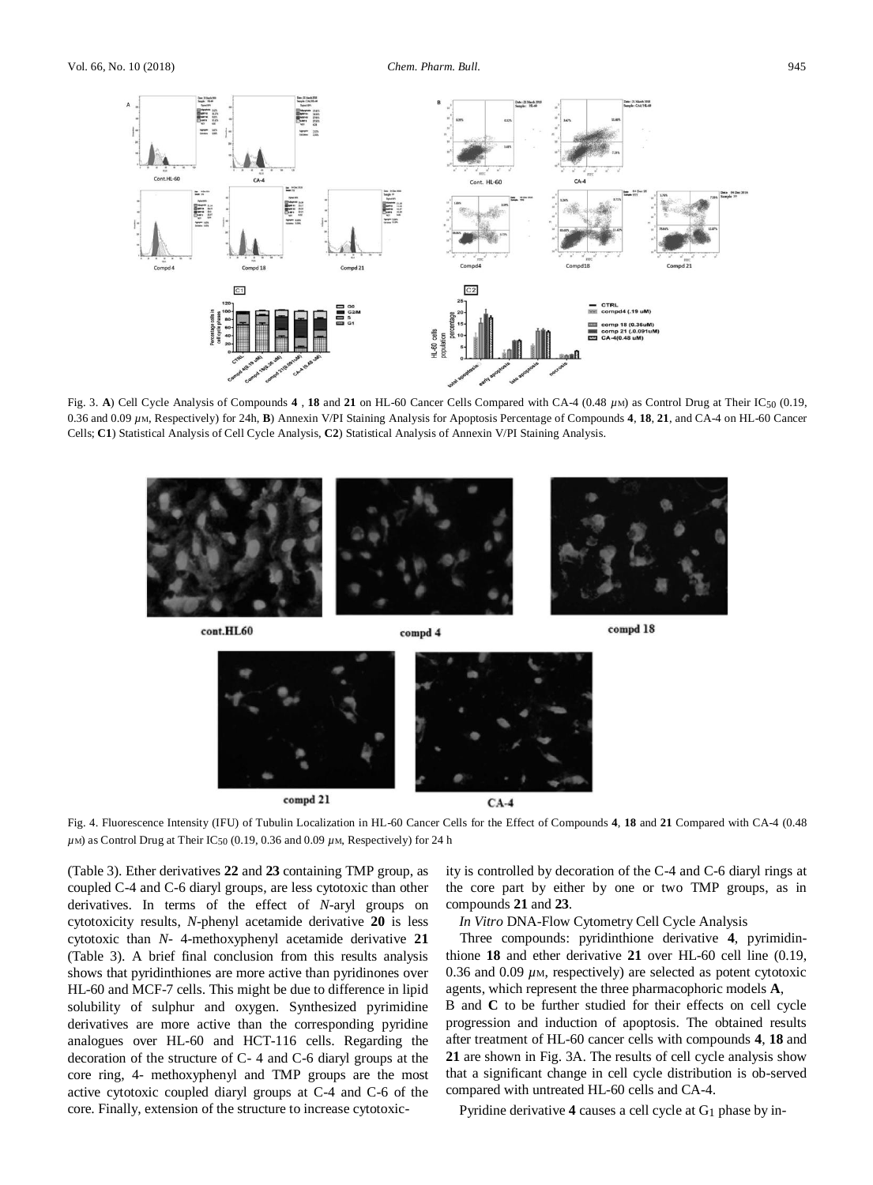Fig. 3. **A**) Cell Cycle Analysis of Compounds **4**, **18** and **21** on HL-60 Cancer Cells Compared with CA-4 (0.48 $\mu$M) as Control Drug at Their $IC_{50}$ (0.19, 0.36 and 0.09 $\mu$M, Respectively) for 24h, **B**) Annexin V/PI Staining Analysis for Apoptosis Percentage of Compounds **4**, **18**, **21**, and CA-4 on HL-60 Cancer Cells; **C1**) Statistical Analysis of Cell Cycle Analysis, **C2**) Statistical Analysis of Annexin V/PI Staining Analysis.

Fig. 4. Fluorescence Intensity (IFU) of Tubulin Localization in HL-60 Cancer Cells for the Effect of Compounds **4**, **18** and **21** Compared with CA-4 (0.48 $\mu$M) as Control Drug at Their $IC_{50}$ (0.19, 0.36 and 0.09 $\mu$M, Respectively) for 24 h

(Table 3). Ether derivatives **22** and **23** containing TMP group, as coupled C-4 and C-6 diaryl groups, are less cytotoxic than other derivatives. In terms of the effect of *N*-aryl groups on cytotoxicity results, *N*-phenyl acetamide derivative **20** is less cytotoxic than *N*- 4-methoxyphenyl acetamide derivative **21** (Table 3). A brief final conclusion from this results analysis shows that pyridinthiones are more active than pyridinones over HL-60 and MCF-7 cells. This might be due to difference in lipid solubility of sulphur and oxygen. Synthesized pyrimidine derivatives are more active than the corresponding pyridine analogues over HL-60 and HCT-116 cells. Regarding the decoration of the structure of C- 4 and C-6 diaryl groups at the core ring, 4- methoxyphenyl and TMP groups are the most active cytotoxic coupled diaryl groups at C-4 and C-6 of the core. Finally, extension of the structure to increase cytotoxicity is controlled by decoration of the C-4 and C-6 diaryl rings at the core part by either by one or two TMP groups, as in compounds **21** and **23**.

*In Vitro* DNA-Flow Cytometry Cell Cycle Analysis

Three compounds: pyridinthione derivative **4**, pyrimidinthione **18** and ether derivative **21** over HL-60 cell line (0.19, 0.36 and 0.09 $\mu$M, respectively) are selected as potent cytotoxic agents, which represent the three pharmacophoric models **A**, B and **C** to be further studied for their effects on cell cycle progression and induction of apoptosis. The obtained results after treatment of HL-60 cancer cells with compounds **4**, **18** and **21** are shown in Fig. 3A. The results of cell cycle analysis show that a significant change in cell cycle distribution is ob-served compared with untreated HL-60 cells and CA-4.

Pyridine derivative **4** causes a cell cycle at $G_1$ phase by in-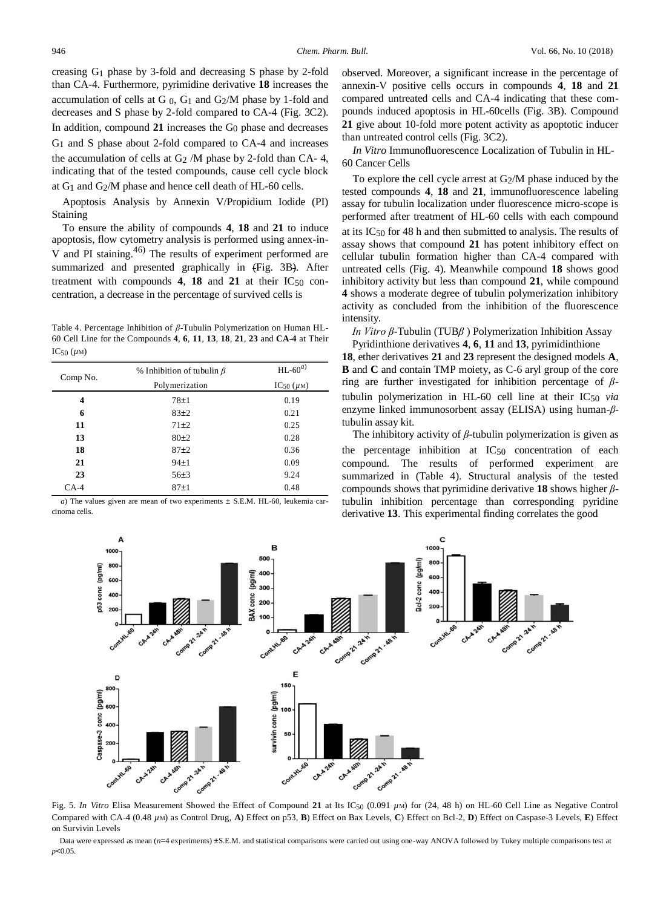creasing $G_1$ phase by 3-fold and decreasing S phase by 2-fold than CA-4. Furthermore, pyrimidine derivative **18** increases the accumulation of cells at $G_0$, $G_1$ and $G_2$/M phase by 1-fold and decreases and S phase by 2-fold compared to CA-4 (Fig. 3C2). In addition, compound **21** increases the $G_0$ phase and decreases $G_1$ and S phase about 2-fold compared to CA-4 and increases the accumulation of cells at $G_2$ /M phase by 2-fold than CA- 4, indicating that of the tested compounds, cause cell cycle block at $G_1$ and $G_2$/M phase and hence cell death of HL-60 cells.

Apoptosis Analysis by Annexin V/Propidium Iodide (PI) Staining

To ensure the ability of compounds **4**, **18** and **21** to induce apoptosis, flow cytometry analysis is performed using annex-in-V and PI staining.[46] The results of experiment performed are summarized and presented graphically in (Fig. 3B). After treatment with compounds **4**, **18** and **21** at their $IC_{50}$ concentration, a decrease in the percentage of survived cells is observed. Moreover, a significant increase in the percentage of annexin-V positive cells occurs in compounds **4**, **18** and **21** compared untreated cells and CA-4 indicating that these compounds induced apoptosis in HL-60cells (Fig. 3B). Compound **21** give about 10-fold more potent activity as apoptotic inducer than untreated control cells (Fig. 3C2).

*In Vitro* Immunofluorescence Localization of Tubulin in HL-60 Cancer Cells

To explore the cell cycle arrest at $G_2$/M phase induced by the tested compounds **4**, **18** and **21**, immunofluorescence labeling assay for tubulin localization under fluorescence micro-scope is performed after treatment of HL-60 cells with each compound at its $IC_{50}$ for 48 h and then submitted to analysis. The results of assay shows that compound **21** has potent inhibitory effect on cellular tubulin formation higher than CA-4 compared with untreated cells (Fig. 4). Meanwhile compound **18** shows good inhibitory activity but less than compound **21**, while compound **4** shows a moderate degree of tubulin polymerization inhibitory activity as concluded from the inhibition of the fluorescence intensity.

Table 4. Percentage Inhibition of *β*-Tubulin Polymerization on Human HL-60 Cell Line for the Compounds **4**, **6**, **11**, **13**, **18**, **21**, **23** and **CA-4** at Their $IC_{50}$ ($\mu$M)

| Comp No. | % Inhibition of tubulin *β* Polymerization | HL-60[a] $IC_{50}$ ($\mu$M) |
|---|---|---|
| **4** | 78±1 | 0.19 |
| **6** | 83±2 | 0.21 |
| **11** | 71±2 | 0.25 |
| **13** | 80±2 | 0.28 |
| **18** | 87±2 | 0.36 |
| **21** | 94±1 | 0.09 |
| **23** | 56±3 | 9.24 |
| CA-4 | 87±1 | 0.48 |

*a*) The values given are mean of two experiments ± S.E.M. HL-60, leukemia carcinoma cells.

*In Vitro β*-Tubulin (TUB*β* ) Polymerization Inhibition Assay

Pyridinthione derivatives **4**, **6**, **11** and **13**, pyrimidinthione **18**, ether derivatives **21** and **23** represent the designed models **A**, **B** and **C** and contain TMP moiety, as C-6 aryl group of the core ring are further investigated for inhibition percentage of *β*-tubulin polymerization in HL-60 cell line at their $IC_{50}$ *via* enzyme linked immunosorbent assay (ELISA) using human-*β*-tubulin assay kit.

The inhibitory activity of *β*-tubulin polymerization is given as the percentage inhibition at $IC_{50}$ concentration of each compound. The results of performed experiment are summarized in (Table 4). Structural analysis of the tested compounds shows that pyrimidine derivative **18** shows higher *β*-tubulin inhibition percentage than corresponding pyridine derivative **13**. This experimental finding correlates the good

Fig. 5. *In Vitro* Elisa Measurement Showed the Effect of Compound **21** at Its $IC_{50}$ (0.091 $\mu$M) for (24, 48 h) on HL-60 Cell Line as Negative Control Compared with CA-4 (0.48 $\mu$M) as Control Drug, **A**) Effect on p53, **B**) Effect on Bax Levels, **C**) Effect on Bcl-2, **D**) Effect on Caspase-3 Levels, **E**) Effect on Survivin Levels

Data were expressed as mean ($n$=4 experiments) ±S.E.M. and statistical comparisons were carried out using one-way ANOVA followed by Tukey multiple comparisons test at $p$<0.05.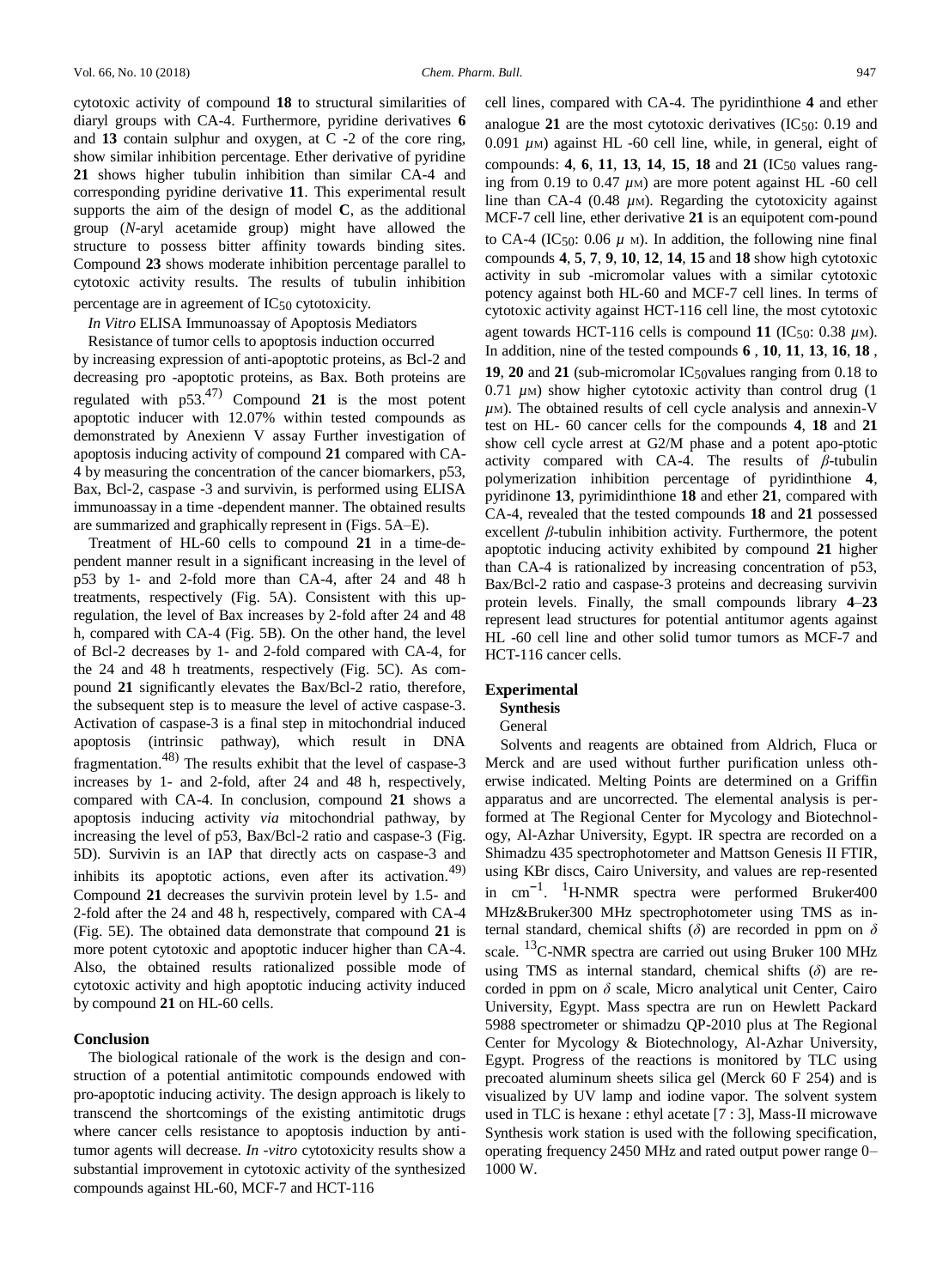cytotoxic activity of compound **18** to structural similarities of diaryl groups with CA-4. Furthermore, pyridine derivatives **6** and **13** contain sulphur and oxygen, at C -2 of the core ring, show similar inhibition percentage. Ether derivative of pyridine **21** shows higher tubulin inhibition than similar CA-4 and corresponding pyridine derivative **11**. This experimental result supports the aim of the design of model **C**, as the additional group (*N*-aryl acetamide group) might have allowed the structure to possess bitter affinity towards binding sites. Compound **23** shows moderate inhibition percentage parallel to cytotoxic activity results. The results of tubulin inhibition percentage are in agreement of $IC_{50}$ cytotoxicity.

*In Vitro* ELISA Immunoassay of Apoptosis Mediators

Resistance of tumor cells to apoptosis induction occurred by increasing expression of anti-apoptotic proteins, as Bcl-2 and decreasing pro -apoptotic proteins, as Bax. Both proteins are regulated with p53.[47] Compound **21** is the most potent apoptotic inducer with 12.07% within tested compounds as demonstrated by Anexienn V assay Further investigation of apoptosis inducing activity of compound **21** compared with CA-4 by measuring the concentration of the cancer biomarkers, p53, Bax, Bcl-2, caspase -3 and survivin, is performed using ELISA immunoassay in a time -dependent manner. The obtained results are summarized and graphically represent in (Figs. 5A–E).

Treatment of HL-60 cells to compound **21** in a time-dependent manner result in a significant increasing in the level of p53 by 1- and 2-fold more than CA-4, after 24 and 48 h treatments, respectively (Fig. 5A). Consistent with this up-regulation, the level of Bax increases by 2-fold after 24 and 48 h, compared with CA-4 (Fig. 5B). On the other hand, the level of Bcl-2 decreases by 1- and 2-fold compared with CA-4, for the 24 and 48 h treatments, respectively (Fig. 5C). As compound **21** significantly elevates the Bax/Bcl-2 ratio, therefore, the subsequent step is to measure the level of active caspase-3. Activation of caspase-3 is a final step in mitochondrial induced apoptosis (intrinsic pathway), which result in DNA fragmentation.[48] The results exhibit that the level of caspase-3 increases by 1- and 2-fold, after 24 and 48 h, respectively, compared with CA-4. In conclusion, compound **21** shows a apoptosis inducing activity *via* mitochondrial pathway, by increasing the level of p53, Bax/Bcl-2 ratio and caspase-3 (Fig. 5D). Survivin is an IAP that directly acts on caspase-3 and inhibits its apoptotic actions, even after its activation.[49] Compound **21** decreases the survivin protein level by 1.5- and 2-fold after the 24 and 48 h, respectively, compared with CA-4 (Fig. 5E). The obtained data demonstrate that compound **21** is more potent cytotoxic and apoptotic inducer higher than CA-4. Also, the obtained results rationalized possible mode of cytotoxic activity and high apoptotic inducing activity induced by compound **21** on HL-60 cells.

## Conclusion

The biological rationale of the work is the design and construction of a potential antimitotic compounds endowed with pro-apoptotic inducing activity. The design approach is likely to transcend the shortcomings of the existing antimitotic drugs where cancer cells resistance to apoptosis induction by antitumor agents will decrease. *In -vitro* cytotoxicity results show a substantial improvement in cytotoxic activity of the synthesized compounds against HL-60, MCF-7 and HCT-116 cell lines, compared with CA-4. The pyridinthione **4** and ether analogue **21** are the most cytotoxic derivatives ($IC_{50}$: 0.19 and 0.091 $\mu$M) against HL -60 cell line, while, in general, eight of compounds: **4**, **6**, **11**, **13**, **14**, **15**, **18** and **21** ($IC_{50}$ values ranging from 0.19 to 0.47 $\mu$M) are more potent against HL -60 cell line than CA-4 (0.48 $\mu$M). Regarding the cytotoxicity against MCF-7 cell line, ether derivative **21** is an equipotent com-pound to CA-4 ($IC_{50}$: 0.06 $\mu$ M). In addition, the following nine final compounds **4**, **5**, **7**, **9**, **10**, **12**, **14**, **15** and **18** show high cytotoxic activity in sub -micromolar values with a similar cytotoxic potency against both HL-60 and MCF-7 cell lines. In terms of cytotoxic activity against HCT-116 cell line, the most cytotoxic agent towards HCT-116 cells is compound **11** ($IC_{50}$: 0.38 $\mu$M). In addition, nine of the tested compounds **6** , **10**, **11**, **13**, **16**, **18** , **19**, **20** and **21** (sub-micromolar $IC_{50}$values ranging from 0.18 to 0.71 $\mu$M) show higher cytotoxic activity than control drug (1 $\mu$M). The obtained results of cell cycle analysis and annexin-V test on HL- 60 cancer cells for the compounds **4**, **18** and **21** show cell cycle arrest at G2/M phase and a potent apo-ptotic activity compared with CA-4. The results of $\beta$-tubulin polymerization inhibition percentage of pyridinthione **4**, pyridinone **13**, pyrimidinthione **18** and ether **21**, compared with CA-4, revealed that the tested compounds **18** and **21** possessed excellent $\beta$-tubulin inhibition activity. Furthermore, the potent apoptotic inducing activity exhibited by compound **21** higher than CA-4 is rationalized by increasing concentration of p53, Bax/Bcl-2 ratio and caspase-3 proteins and decreasing survivin protein levels. Finally, the small compounds library **4**–**23** represent lead structures for potential antitumor agents against HL -60 cell line and other solid tumor tumors as MCF-7 and HCT-116 cancer cells.

## Experimental

### Synthesis

General

Solvents and reagents are obtained from Aldrich, Fluca or Merck and are used without further purification unless otherwise indicated. Melting Points are determined on a Griffin apparatus and are uncorrected. The elemental analysis is performed at The Regional Center for Mycology and Biotechnology, Al-Azhar University, Egypt. IR spectra are recorded on a Shimadzu 435 spectrophotometer and Mattson Genesis II FTIR, using KBr discs, Cairo University, and values are rep-resented in $cm^{-1}$. $^{1}$H-NMR spectra were performed Bruker400 MHz&Bruker300 MHz spectrophotometer using TMS as internal standard, chemical shifts ($\delta$) are recorded in ppm on $\delta$ scale. $^{13}$C-NMR spectra are carried out using Bruker 100 MHz using TMS as internal standard, chemical shifts ($\delta$) are recorded in ppm on $\delta$ scale, Micro analytical unit Center, Cairo University, Egypt. Mass spectra are run on Hewlett Packard 5988 spectrometer or shimadzu QP-2010 plus at The Regional Center for Mycology & Biotechnology, Al-Azhar University, Egypt. Progress of the reactions is monitored by TLC using precoated aluminum sheets silica gel (Merck 60 F 254) and is visualized by UV lamp and iodine vapor. The solvent system used in TLC is hexane : ethyl acetate [7 : 3], Mass-II microwave Synthesis work station is used with the following specification, operating frequency 2450 MHz and rated output power range 0–1000 W.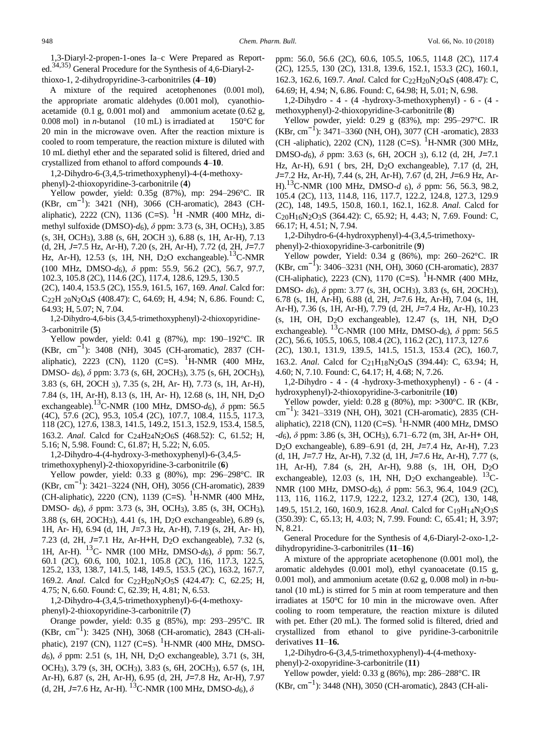1,3-Diaryl-2-propen-1-ones Ia–c Were Prepared as Reported.[34,35] General Procedure for the Synthesis of 4,6-Diaryl-2-thioxo-1, 2-dihydropyridine-3-carbonitriles (**4**–**10**)

A mixture of the required acetophenones (0.001 mol), the appropriate aromatic aldehydes (0.001 mol), cyanothioacetamide (0.1 g, 0.001 mol) and ammonium acetate (0.62 g, 0.008 mol) in *n*-butanol (10 mL) is irradiated at 150°C for 20 min in the microwave oven. After the reaction mixture is cooled to room temperature, the reaction mixture is diluted with 10 mL diethyl ether and the separated solid is filtered, dried and crystallized from ethanol to afford compounds **4**–**10**.

1,2-Dihydro-6-(3,4,5-trimethoxyphenyl)-4-(4-methoxyphenyl)-2-thioxopyridine-3-carbonitrile (**4**)

Yellow powder, yield: 0.35g (87%), mp: 294–296°C. IR (KBr, $cm^{-1}$): 3421 (NH), 3066 (CH-aromatic), 2843 (CH-aliphatic), 2222 (CN), 1136 (C=S). $^1$H -NMR (400 MHz, dimethyl sulfoxide (DMSO)-$d_6$), $\delta$ ppm: 3.73 (s, 3H, $OCH_3$), 3.85 (s, 3H, $OCH_3$), 3.88 (s, 6H, 2$OCH_3$), 6.88 (s, 1H, Ar-H), 7.13 (d, 2H, *J*=7.5 Hz, Ar-H), 7.20 (s, 2H, Ar-H), 7.72 (d, 2H, *J*=7.7 Hz, Ar-H), 12.53 (s, 1H, NH, $D_2O$ exchangeable). $^{13}$C-NMR (100 MHz, DMSO-$d_6$), $\delta$ ppm: 55.9, 56.2 (2C), 56.7, 97.7, 102.3, 105.8 (2C), 114.6 (2C), 117.4, 128.6, 129.5, 130.5 (2C), 140.4, 153.5 (2C), 155.9, 161.5, 167, 169. *Anal.* Calcd for: $C_{22}H_{20}N_2O_4S$ (408.47): C, 64.69; H, 4.94; N, 6.86. Found: C, 64.93; H, 5.07; N, 7.04.

1,2-Dihydro-4,6-bis (3,4,5-trimethoxyphenyl)-2-thioxopyridine-3-carbonitrile (**5**)

Yellow powder, yield: 0.41 g (87%), mp: 190–192°C. IR (KBr, $cm^{-1}$): 3408 (NH), 3045 (CH-aromatic), 2837 (CH-aliphatic), 2223 (CN), 1120 (C=S). $^1$H-NMR (400 MHz, DMSO- $d_6$), $\delta$ ppm: 3.73 (s, 6H, 2$OCH_3$), 3.75 (s, 6H, 2$OCH_3$), 3.83 (s, 6H, 2$OCH_3$), 7.35 (s, 2H, Ar- H), 7.73 (s, 1H, Ar-H), 7.84 (s, 1H, Ar-H), 8.13 (s, 1H, Ar- H), 12.68 (s, 1H, NH, $D_2O$ exchangeable). $^{13}$C-NMR (100 MHz, DMSO-$d_6$), $\delta$ ppm: 56.5 (4C), 57.6 (2C), 95.3, 105.4 (2C), 107.7, 108.4, 115.5, 117.3, 118 (2C), 127.6, 138.3, 141.5, 149.2, 151.3, 152.9, 153.4, 158.5, 163.2. *Anal.* Calcd for $C_{24}H_{24}N_2O_6S$ (468.52): C, 61.52; H, 5.16; N, 5.98. Found: C, 61.87; H, 5.22; N, 6.05.

1,2-Dihydro-4-(4-hydroxy-3-methoxyphenyl)-6-(3,4,5-trimethoxyphenyl)-2-thioxopyridine-3-carbonitrile (**6**)

Yellow powder, yield: 0.33 g (80%), mp: 296–298°C. IR (KBr, $cm^{-1}$): 3421–3224 (NH, OH), 3056 (CH-aromatic), 2839 (CH-aliphatic), 2220 (CN), 1139 (C=S). $^1$H-NMR (400 MHz, DMSO- $d_6$), $\delta$ ppm: 3.73 (s, 3H, $OCH_3$), 3.85 (s, 3H, $OCH_3$), 3.88 (s, 6H, 2$OCH_3$), 4.41 (s, 1H, $D_2O$ exchangeable), 6.89 (s, 1H, Ar- H), 6.94 (d, 1H, *J*=7.3 Hz, Ar-H), 7.19 (s, 2H, Ar- H), 7.23 (d, 2H, *J*=7.1 Hz, Ar-H+H, $D_2O$ exchangeable), 7.32 (s, 1H, Ar-H). $^{13}$C- NMR (100 MHz, DMSO-$d_6$), $\delta$ ppm: 56.7, 60.1 (2C), 60.6, 100, 102.1, 105.8 (2C), 116, 117.3, 122.5, 125.2, 133, 138.7, 141.5, 148, 149.5, 153.5 (2C), 163.2, 167.7, 169.2. *Anal.* Calcd for $C_{22}H_{20}N_2O_5S$ (424.47): C, 62.25; H, 4.75; N, 6.60. Found: C, 62.39; H, 4.81; N, 6.53.

1,2-Dihydro-4-(3,4,5-trimethoxyphenyl)-6-(4-methoxyphenyl)-2-thioxopyridine-3-carbonitrile (**7**)

Orange powder, yield: 0.35 g (85%), mp: 293–295°C. IR (KBr, $cm^{-1}$): 3425 (NH), 3068 (CH-aromatic), 2843 (CH-aliphatic), 2197 (CN), 1127 (C=S). $^1$H-NMR (400 MHz, DMSO-$d_6$), $\delta$ ppm: 2.51 (s, 1H, NH, $D_2O$ exchangeable), 3.71 (s, 3H, $OCH_3$), 3.79 (s, 3H, $OCH_3$), 3.83 (s, 6H, 2$OCH_3$), 6.57 (s, 1H, Ar-H), 6.87 (s, 2H, Ar-H), 6.95 (d, 2H, *J*=7.8 Hz, Ar-H), 7.97 (d, 2H, *J*=7.6 Hz, Ar-H). $^{13}$C-NMR (100 MHz, DMSO-$d_6$), $\delta$ ppm: 56.0, 56.6 (2C), 60.6, 105.5, 106.5, 114.8 (2C), 117.4 (2C), 125.5, 130 (2C), 131.8, 139.6, 152.1, 153.3 (2C), 160.1, 162.3, 162.6, 169.7. *Anal.* Calcd for $C_{22}H_{20}N_2O_4S$ (408.47): C, 64.69; H, 4.94; N, 6.86. Found: C, 64.98; H, 5.01; N, 6.98.

1,2-Dihydro - 4 - (4 -hydroxy-3-methoxyphenyl) - 6 - (4 -methoxyphenyl)-2-thioxopyridine-3-carbonitrile (**8**)

Yellow powder, yield: 0.29 g (83%), mp: 295–297°C. IR (KBr, $cm^{-1}$): 3471–3360 (NH, OH), 3077 (CH -aromatic), 2833 (CH -aliphatic), 2202 (CN), 1128 (C=S). $^1$H-NMR (300 MHz, DMSO-$d_6$), $\delta$ ppm: 3.63 (s, 6H, 2$OCH_3$), 6.12 (d, 2H, *J*=7.1 Hz, Ar-H), 6.91 ( brs, 2H, $D_2O$ exchangeable), 7.17 (d, 2H, *J*=7.2 Hz, Ar-H), 7.44 (s, 2H, Ar-H), 7.67 (d, 2H, *J*=6.9 Hz, Ar-H). $^{13}$C-NMR (100 MHz, DMSO-$d_6$), $\delta$ ppm: 56, 56.3, 98.2, 105.4 (2C), 113, 114.8, 116, 117.7, 122.2, 124.8, 127.3, 129.9 (2C), 148, 149.5, 150.8, 160.1, 162.1, 162.8. *Anal.* Calcd for $C_{20}H_{16}N_2O_3S$ (364.42): C, 65.92; H, 4.43; N, 7.69. Found: C, 66.17; H, 4.51; N, 7.94.

1,2-Dihydro-6-(4-hydroxyphenyl)-4-(3,4,5-trimethoxyphenyl)-2-thioxopyridine-3-carbonitrile (**9**)

Yellow powder, Yield: 0.34 g (86%), mp: 260–262°C. IR (KBr, $cm^{-1}$): 3406–3231 (NH, OH), 3060 (CH-aromatic), 2837 (CH-aliphatic), 2223 (CN), 1170 (C=S). $^1$H-NMR (400 MHz, DMSO- $d_6$), $\delta$ ppm: 3.77 (s, 3H, $OCH_3$), 3.83 (s, 6H, 2$OCH_3$), 6.78 (s, 1H, Ar-H), 6.88 (d, 2H, *J*=7.6 Hz, Ar-H), 7.04 (s, 1H, Ar-H), 7.36 (s, 1H, Ar-H), 7.79 (d, 2H, *J*=7.4 Hz, Ar-H), 10.23 (s, 1H, OH, $D_2O$ exchangeable), 12.47 (s, 1H, NH, $D_2O$ exchangeable). $^{13}$C-NMR (100 MHz, DMSO-$d_6$), $\delta$ ppm: 56.5 (2C), 56.6, 105.5, 106.5, 108.4 (2C), 116.2 (2C), 117.3, 127.6 (2C), 130.1, 131.9, 139.5, 141.5, 151.3, 153.4 (2C), 160.7, 163.2. *Anal.* Calcd for $C_{21}H_{18}N_2O_4S$ (394.44): C, 63.94; H, 4.60; N, 7.10. Found: C, 64.17; H, 4.68; N, 7.26.

1,2-Dihydro - 4 - (4 -hydroxy-3-methoxyphenyl) - 6 - (4 -hydroxyphenyl)-2-thioxopyridine-3-carbonitrile (**10**)

Yellow powder, yield: 0.28 g (80%), mp: >300°C. IR (KBr, $cm^{-1}$): 3421–3319 (NH, OH), 3021 (CH-aromatic), 2835 (CH-aliphatic), 2218 (CN), 1120 (C=S). $^1$H-NMR (400 MHz, DMSO -$d_6$), $\delta$ ppm: 3.86 (s, 3H, $OCH_3$), 6.71–6.72 (m, 3H, Ar-H+ OH, $D_2O$ exchangeable), 6.89–6.91 (d, 2H, *J*=7.4 Hz, Ar-H), 7.23 (d, 1H, *J*=7.7 Hz, Ar-H), 7.32 (d, 1H, *J*=7.6 Hz, Ar-H), 7.77 (s, 1H, Ar-H), 7.84 (s, 2H, Ar-H), 9.88 (s, 1H, OH, $D_2O$ exchangeable), 12.03 (s, 1H, NH, $D_2O$ exchangeable). $^{13}$C-NMR (100 MHz, DMSO-$d_6$), $\delta$ ppm: 56.3, 96.4, 104.9 (2C), 113, 116, 116.2, 117.9, 122.2, 123.2, 127.4 (2C), 130, 148, 149.5, 151.2, 160, 160.9, 162.8. *Anal.* Calcd for $C_{19}H_{14}N_2O_3S$ (350.39): C, 65.13; H, 4.03; N, 7.99. Found: C, 65.41; H, 3.97; N, 8.21.

General Procedure for the Synthesis of 4,6-Diaryl-2-oxo-1,2-dihydropyridine-3-carbonitriles (**11**–**16**)

A mixture of the appropriate acetophenone (0.001 mol), the aromatic aldehydes (0.001 mol), ethyl cyanoacetate (0.15 g, 0.001 mol), and ammonium acetate (0.62 g, 0.008 mol) in *n*-butanol (10 mL) is stirred for 5 min at room temperature and then irradiates at 150°C for 10 min in the microwave oven. After cooling to room temperature, the reaction mixture is diluted with pet. Ether (20 mL). The formed solid is filtered, dried and crystallized from ethanol to give pyridine-3-carbonitrile derivatives **11**–**16.**

1,2-Dihydro-6-(3,4,5-trimethoxyphenyl)-4-(4-methoxyphenyl)-2-oxopyridine-3-carbonitrile (**11**)

Yellow powder, yield: 0.33 g (86%), mp: 286–288°C. IR (KBr, $cm^{-1}$): 3448 (NH), 3050 (CH-aromatic), 2843 (CH-ali-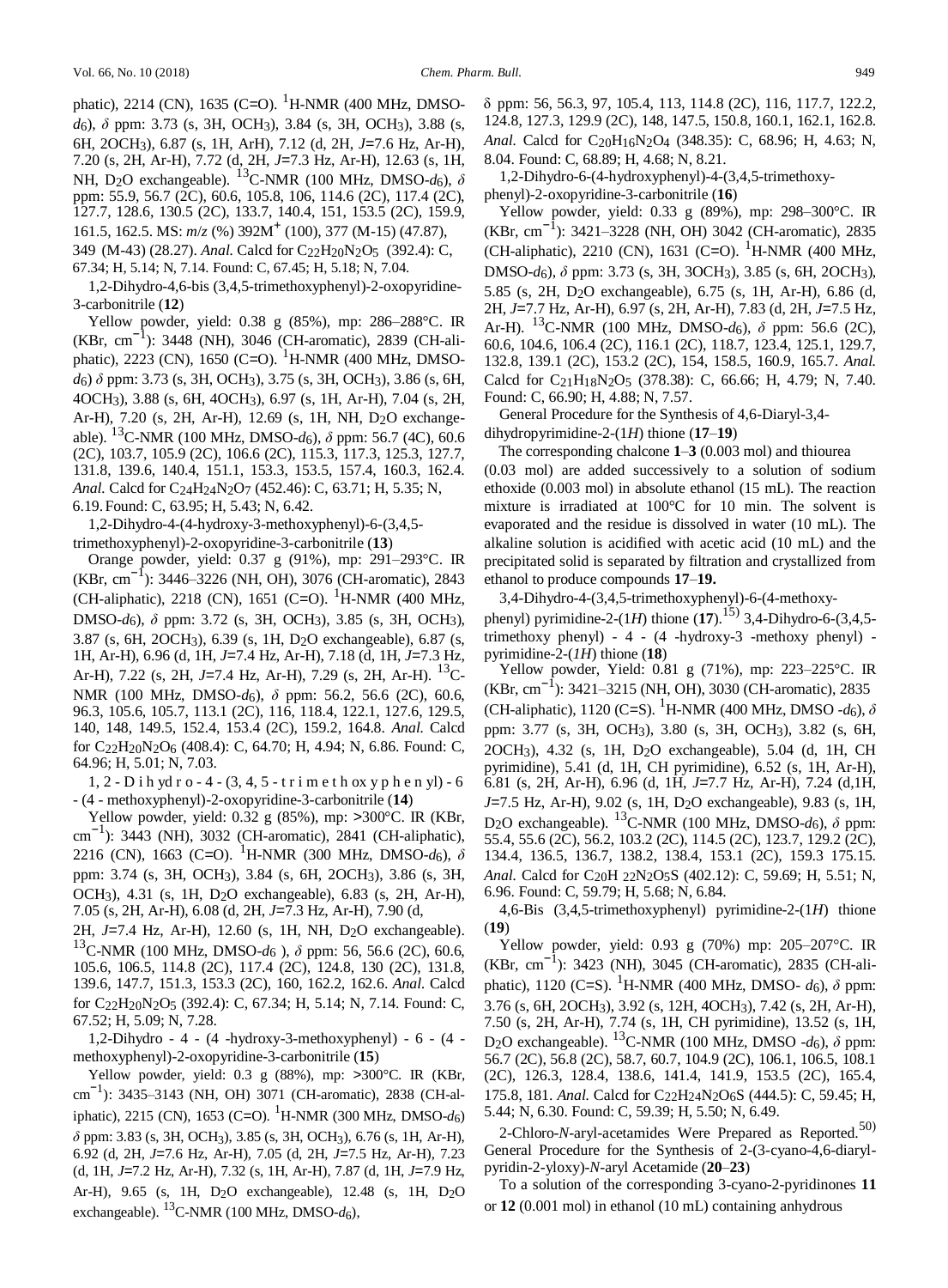phatic), 2214 (CN), 1635 (C=O). $^{1}$H-NMR (400 MHz, DMSO-$d_6$), $\delta$ ppm: 3.73 (s, 3H, $OCH_3$), 3.84 (s, 3H, $OCH_3$), 3.88 (s, 6H, 2$OCH_3$), 6.87 (s, 1H, ArH), 7.12 (d, 2H, $J$=7.6 Hz, Ar-H), 7.20 (s, 2H, Ar-H), 7.72 (d, 2H, $J$=7.3 Hz, Ar-H), 12.63 (s, 1H, NH, $D_2O$ exchangeable). $^{13}$C-NMR (100 MHz, DMSO-$d_6$), $\delta$ ppm: 55.9, 56.7 (2C), 60.6, 105.8, 106, 114.6 (2C), 117.4 (2C), 127.7, 128.6, 130.5 (2C), 133.7, 140.4, 151, 153.5 (2C), 159.9, 161.5, 162.5. MS: $m/z$ (%) 392$M^+$ (100), 377 (M-15) (47.87), 349 (M-43) (28.27). *Anal.* Calcd for $C_{22}H_{20}N_2O_5$ (392.4): C, 67.34; H, 5.14; N, 7.14. Found: C, 67.45; H, 5.18; N, 7.04.

1,2-Dihydro-4,6-bis (3,4,5-trimethoxyphenyl)-2-oxopyridine-3-carbonitrile (**12**)

Yellow powder, yield: 0.38 g (85%), mp: 286–288°C. IR (KBr, $cm^{-1}$): 3448 (NH), 3046 (CH-aromatic), 2839 (CH-aliphatic), 2223 (CN), 1650 (C=O). $^{1}$H-NMR (400 MHz, DMSO-$d_6$) $\delta$ ppm: 3.73 (s, 3H, $OCH_3$), 3.75 (s, 3H, $OCH_3$), 3.86 (s, 6H, 4$OCH_3$), 3.88 (s, 6H, 4$OCH_3$), 6.97 (s, 1H, Ar-H), 7.04 (s, 2H, Ar-H), 7.20 (s, 2H, Ar-H), 12.69 (s, 1H, NH, $D_2O$ exchangeable). $^{13}$C-NMR (100 MHz, DMSO-$d_6$), $\delta$ ppm: 56.7 (4C), 60.6 (2C), 103.7, 105.9 (2C), 106.6 (2C), 115.3, 117.3, 125.3, 127.7, 131.8, 139.6, 140.4, 151.1, 153.3, 153.5, 157.4, 160.3, 162.4. *Anal.* Calcd for $C_{24}H_{24}N_2O_7$ (452.46): C, 63.71; H, 5.35; N, 6.19. Found: C, 63.95; H, 5.43; N, 6.42.

1,2-Dihydro-4-(4-hydroxy-3-methoxyphenyl)-6-(3,4,5-trimethoxyphenyl)-2-oxopyridine-3-carbonitrile (**13**)

Orange powder, yield: 0.37 g (91%), mp: 291–293°C. IR (KBr, $cm^{-1}$): 3446–3226 (NH, OH), 3076 (CH-aromatic), 2843 (CH-aliphatic), 2218 (CN), 1651 (C=O). $^{1}$H-NMR (400 MHz, DMSO-$d_6$), $\delta$ ppm: 3.72 (s, 3H, $OCH_3$), 3.85 (s, 3H, $OCH_3$), 3.87 (s, 6H, 2$OCH_3$), 6.39 (s, 1H, $D_2O$ exchangeable), 6.87 (s, 1H, Ar-H), 6.96 (d, 1H, $J$=7.4 Hz, Ar-H), 7.18 (d, 1H, $J$=7.3 Hz, Ar-H), 7.22 (s, 2H, $J$=7.4 Hz, Ar-H), 7.29 (s, 2H, Ar-H). $^{13}$C-NMR (100 MHz, DMSO-$d_6$), $\delta$ ppm: 56.2, 56.6 (2C), 60.6, 96.3, 105.6, 105.7, 113.1 (2C), 116, 118.4, 122.1, 127.6, 129.5, 140, 148, 149.5, 152.4, 153.4 (2C), 159.2, 164.8. *Anal.* Calcd for $C_{22}H_{20}N_2O_6$ (408.4): C, 64.70; H, 4.94; N, 6.86. Found: C, 64.96; H, 5.01; N, 7.03.

1,2-Dihydro-4-(3,4,5-trimethoxyphenyl)-6-(4-methoxyphenyl)-2-oxopyridine-3-carbonitrile (**14**)

Yellow powder, yield: 0.32 g (85%), mp: >300°C. IR (KBr, $cm^{-1}$): 3443 (NH), 3032 (CH-aromatic), 2841 (CH-aliphatic), 2216 (CN), 1663 (C=O). $^{1}$H-NMR (300 MHz, DMSO-$d_6$), $\delta$ ppm: 3.74 (s, 3H, $OCH_3$), 3.84 (s, 6H, 2$OCH_3$), 3.86 (s, 3H, $OCH_3$), 4.31 (s, 1H, $D_2O$ exchangeable), 6.83 (s, 2H, Ar-H), 7.05 (s, 2H, Ar-H), 6.08 (d, 2H, $J$=7.3 Hz, Ar-H), 7.90 (d, 2H, $J$=7.4 Hz, Ar-H), 12.60 (s, 1H, NH, $D_2O$ exchangeable). $^{13}$C-NMR (100 MHz, DMSO-$d_6$), $\delta$ ppm: 56, 56.6 (2C), 60.6, 105.6, 106.5, 114.8 (2C), 117.4 (2C), 124.8, 130 (2C), 131.8, 139.6, 147.7, 151.3, 153.3 (2C), 160, 162.2, 162.6. *Anal.* Calcd for $C_{22}H_{20}N_2O_5$ (392.4): C, 67.34; H, 5.14; N, 7.14. Found: C, 67.52; H, 5.09; N, 7.28.

1,2-Dihydro-4-(4-hydroxy-3-methoxyphenyl)-6-(4-methoxyphenyl)-2-oxopyridine-3-carbonitrile (**15**)

Yellow powder, yield: 0.3 g (88%), mp: >300°C. IR (KBr, $cm^{-1}$): 3435–3143 (NH, OH) 3071 (CH-aromatic), 2838 (CH-aliphatic), 2215 (CN), 1653 (C=O). $^{1}$H-NMR (300 MHz, DMSO-$d_6$) $\delta$ ppm: 3.83 (s, 3H, $OCH_3$), 3.85 (s, 3H, $OCH_3$), 6.76 (s, 1H, Ar-H), 6.92 (d, 2H, $J$=7.6 Hz, Ar-H), 7.05 (d, 2H, $J$=7.5 Hz, Ar-H), 7.23 (d, 1H, $J$=7.2 Hz, Ar-H), 7.32 (s, 1H, Ar-H), 7.87 (d, 1H, $J$=7.9 Hz, Ar-H), 9.65 (s, 1H, $D_2O$ exchangeable), 12.48 (s, 1H, $D_2O$ exchangeable). $^{13}$C-NMR (100 MHz, DMSO-$d_6$), $\delta$ ppm: 56, 56.3, 97, 105.4, 113, 114.8 (2C), 116, 117.7, 122.2, 124.8, 127.3, 129.9 (2C), 148, 147.5, 150.8, 160.1, 162.1, 162.8. *Anal.* Calcd for $C_{20}H_{16}N_2O_4$ (348.35): C, 68.96; H, 4.63; N, 8.04. Found: C, 68.89; H, 4.68; N, 8.21.

1,2-Dihydro-6-(4-hydroxyphenyl)-4-(3,4,5-trimethoxyphenyl)-2-oxopyridine-3-carbonitrile (**16**)

Yellow powder, yield: 0.33 g (89%), mp: 298–300°C. IR (KBr, $cm^{-1}$): 3421–3228 (NH, OH) 3042 (CH-aromatic), 2835 (CH-aliphatic), 2210 (CN), 1631 (C=O). $^{1}$H-NMR (400 MHz, DMSO-$d_6$), $\delta$ ppm: 3.73 (s, 3H, 3$OCH_3$), 3.85 (s, 6H, 2$OCH_3$), 5.85 (s, 2H, $D_2O$ exchangeable), 6.75 (s, 1H, Ar-H), 6.86 (d, 2H, $J$=7.7 Hz, Ar-H), 6.97 (s, 2H, Ar-H), 7.83 (d, 2H, $J$=7.5 Hz, Ar-H). $^{13}$C-NMR (100 MHz, DMSO-$d_6$), $\delta$ ppm: 56.6 (2C), 60.6, 104.6, 106.4 (2C), 116.1 (2C), 118.7, 123.4, 125.1, 129.7, 132.8, 139.1 (2C), 153.2 (2C), 154, 158.5, 160.9, 165.7. *Anal.* Calcd for $C_{21}H_{18}N_2O_5$ (378.38): C, 66.66; H, 4.79; N, 7.40. Found: C, 66.90; H, 4.88; N, 7.57.

General Procedure for the Synthesis of 4,6-Diaryl-3,4-dihydropyrimidine-2-(1*H*) thione (**17**–**19**)

The corresponding chalcone **1**–**3** (0.003 mol) and thiourea (0.03 mol) are added successively to a solution of sodium ethoxide (0.003 mol) in absolute ethanol (15 mL). The reaction mixture is irradiated at 100°C for 10 min. The solvent is evaporated and the residue is dissolved in water (10 mL). The alkaline solution is acidified with acetic acid (10 mL) and the precipitated solid is separated by filtration and crystallized from ethanol to produce compounds **17**–**19.**

3,4-Dihydro-4-(3,4,5-trimethoxyphenyl)-6-(4-methoxyphenyl) pyrimidine-2-(1*H*) thione (**17**).[15] 3,4-Dihydro-6-(3,4,5-trimethoxy phenyl) - 4 - (4 -hydroxy-3 -methoxy phenyl) - pyrimidine-2-(1*H*) thione (**18**)

Yellow powder, Yield: 0.81 g (71%), mp: 223–225°C. IR (KBr, $cm^{-1}$): 3421–3215 (NH, OH), 3030 (CH-aromatic), 2835 (CH-aliphatic), 1120 (C=S). $^{1}$H-NMR (400 MHz, DMSO -$d_6$), $\delta$ ppm: 3.77 (s, 3H, $OCH_3$), 3.80 (s, 3H, $OCH_3$), 3.82 (s, 6H, 2$OCH_3$), 4.32 (s, 1H, $D_2O$ exchangeable), 5.04 (d, 1H, CH pyrimidine), 5.41 (d, 1H, CH pyrimidine), 6.52 (s, 1H, Ar-H), 6.81 (s, 2H, Ar-H), 6.96 (d, 1H, $J$=7.7 Hz, Ar-H), 7.24 (d,1H, $J$=7.5 Hz, Ar-H), 9.02 (s, 1H, $D_2O$ exchangeable), 9.83 (s, 1H, $D_2O$ exchangeable). $^{13}$C-NMR (100 MHz, DMSO-$d_6$), $\delta$ ppm: 55.4, 55.6 (2C), 56.2, 103.2 (2C), 114.5 (2C), 123.7, 129.2 (2C), 134.4, 136.5, 136.7, 138.2, 138.4, 153.1 (2C), 159.3 175.15. *Anal.* Calcd for $C_{20}H_{22}N_2O_5S$ (402.12): C, 59.69; H, 5.51; N, 6.96. Found: C, 59.79; H, 5.68; N, 6.84.

4,6-Bis (3,4,5-trimethoxyphenyl) pyrimidine-2-(1*H*) thione (**19**)

Yellow powder, yield: 0.93 g (70%) mp: 205–207°C. IR (KBr, $cm^{-1}$): 3423 (NH), 3045 (CH-aromatic), 2835 (CH-aliphatic), 1120 (C=S). $^{1}$H-NMR (400 MHz, DMSO- $d_6$), $\delta$ ppm: 3.76 (s, 6H, 2$OCH_3$), 3.92 (s, 12H, 4$OCH_3$), 7.42 (s, 2H, Ar-H), 7.50 (s, 2H, Ar-H), 7.74 (s, 1H, CH pyrimidine), 13.52 (s, 1H, $D_2O$ exchangeable). $^{13}$C-NMR (100 MHz, DMSO -$d_6$), $\delta$ ppm: 56.7 (2C), 56.8 (2C), 58.7, 60.7, 104.9 (2C), 106.1, 106.5, 108.1 (2C), 126.3, 128.4, 138.6, 141.4, 141.9, 153.5 (2C), 165.4, 175.8, 181. *Anal.* Calcd for $C_{22}H_{24}N_2O_6S$ (444.5): C, 59.45; H, 5.44; N, 6.30. Found: C, 59.39; H, 5.50; N, 6.49.

2-Chloro-*N*-aryl-acetamides Were Prepared as Reported.[50) General Procedure for the Synthesis of 2-(3-cyano-4,6-diaryl-pyridin-2-yloxy)-*N*-aryl Acetamide (**20**–**23**)

To a solution of the corresponding 3-cyano-2-pyridinones **11** or **12** (0.001 mol) in ethanol (10 mL) containing anhydrous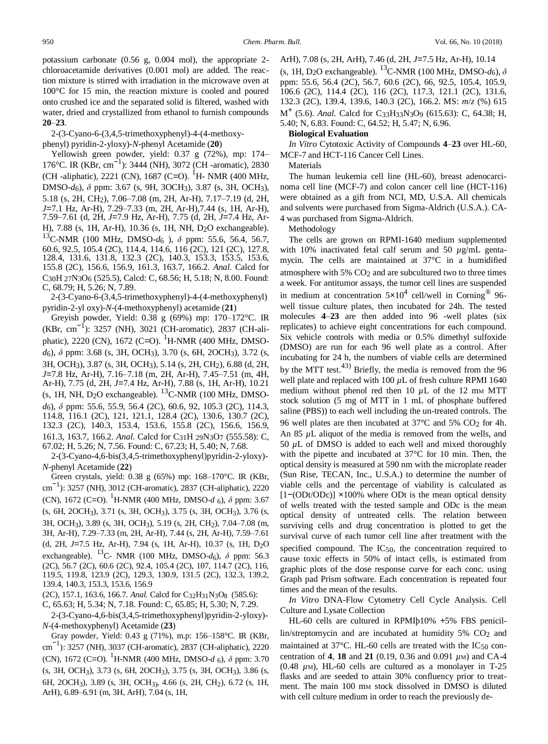potassium carbonate (0.56 g, 0.004 mol), the appropriate 2-chloroacetamide derivatives (0.001 mol) are added. The reaction mixture is stirred with irradiation in the microwave oven at 100°C for 15 min, the reaction mixture is cooled and poured onto crushed ice and the separated solid is filtered, washed with water, dried and crystallized from ethanol to furnish compounds **20**–**23**.

2-(3-Cyano-6-(3,4,5-trimethoxyphenyl)-4-(4-methoxyphenyl) pyridin-2-yloxy)-*N*-phenyl Acetamide (**20**)

Yellowish green powder, yield: 0.37 g (72%), mp: 174–176°C. IR (KBr, $cm^{-1}$): 3444 (NH), 3072 (CH -aromatic), 2830 (CH -aliphatic), 2221 (CN), 1687 (C=O). $^{1}H$- NMR (400 MHz, DMSO-$d_6$), $\delta$ ppm: 3.67 (s, 9H, $3OCH_3$), 3.87 (s, 3H, $OCH_3$), 5.18 (s, 2H, $CH_2$), 7.06–7.08 (m, 2H, Ar-H), 7.17–7.19 (d, 2H, *J*=7.1 Hz, Ar-H), 7.29–7.33 (m, 2H, Ar-H),7.44 (s, 1H, Ar-H), 7.59–7.61 (d, 2H, *J*=7.9 Hz, Ar-H), 7.75 (d, 2H, *J*=7.4 Hz, Ar-H), 7.88 (s, 1H, Ar-H), 10.36 (s, 1H, NH, $D_2O$ exchangeable). $^{13}C$-NMR (100 MHz, DMSO-$d_6$ ), $\delta$ ppm: 55.6, 56.4, 56.7, 60.6, 92.5, 105.4 (2C), 114.4, 114.6, 116 (2C), 121 (2C), 127.8, 128.4, 131.6, 131.8, 132.3 (2C), 140.3, 153.3, 153.5, 153.6, 155.8 (2C), 156.6, 156.9, 161.3, 163.7, 166.2. *Anal.* Calcd for $C_{30}H_{27}N_3O_6$ (525.5), Calcd: C, 68.56; H, 5.18; N, 8.00. Found: C, 68.79; H, 5.26; N, 7.89.

2-(3-Cyano-6-(3,4,5-trimethoxyphenyl)-4-(4-methoxyphenyl) pyridin-2-yl oxy)-*N*-(4-methoxyphenyl) acetamide (**21**)

Greyish powder, Yield: 0.38 g (69%) mp: 170–172°C. IR (KBr, $cm^{-1}$): 3257 (NH), 3021 (CH-aromatic), 2837 (CH-aliphatic), 2220 (CN), 1672 (C=O). $^{1}H$-NMR (400 MHz, DMSO-$d_6$), $\delta$ ppm: 3.68 (s, 3H, $OCH_3$), 3.70 (s, 6H, $2OCH_3$), 3.72 (s, 3H, $OCH_3$), 3.87 (s, 3H, $OCH_3$), 5.14 (s, 2H, $CH_2$), 6.88 (d, 2H, *J*=7.8 Hz, Ar-H), 7.16–7.18 (m, 2H, Ar-H), 7.45–7.51 (m, 4H, Ar-H), 7.75 (d, 2H, *J*=7.4 Hz, Ar-H), 7.88 (s, 1H, Ar-H), 10.21 (s, 1H, NH, $D_2O$ exchangeable). $^{13}C$-NMR (100 MHz, DMSO-$d_6$), $\delta$ ppm: 55.6, 55.9, 56.4 (2C), 60.6, 92, 105.3 (2C), 114.3, 114.8, 116.1 (2C), 121, 121.1, 128.4 (2C), 130.6, 130.7 (2C), 132.3 (2C), 140.3, 153.4, 153.6, 155.8 (2C), 156.6, 156.9, 161.3, 163.7, 166.2. *Anal.* Calcd for $C_{31}H_{29}N_3O_7$ (555.58): C, 67.02; H, 5.26; N, 7.56. Found: C, 67.23; H, 5.40; N, 7.68.

2-(3-Cyano-4,6-bis(3,4,5-trimethoxyphenyl)pyridin-2-yloxy)-*N*-phenyl Acetamide (**22**)

Green crystals, yield: 0.38 g (65%) mp: 168–170°C. IR (KBr, $cm^{-1}$): 3257 (NH), 3012 (CH-aromatic), 2837 (CH-aliphatic), 2220 (CN), 1672 (C=O). $^{1}H$-NMR (400 MHz, DMSO-$d_6$), $\delta$ ppm: 3.67 (s, 6H, $2OCH_3$), 3.71 (s, 3H, $OCH_3$), 3.75 (s, 3H, $OCH_3$), 3.76 (s, 3H, $OCH_3$), 3.89 (s, 3H, $OCH_3$), 5.19 (s, 2H, $CH_2$), 7.04–7.08 (m, 3H, Ar-H), 7.29–7.33 (m, 2H, Ar-H), 7.44 (s, 2H, Ar-H), 7.59–7.61 (d, 2H, *J*=7.5 Hz, Ar-H), 7.94 (s, 1H, Ar-H), 10.37 (s, 1H, $D_2O$ exchangeable). $^{13}C$- NMR (100 MHz, DMSO-$d_6$), $\delta$ ppm: 56.3 (2C), 56.7 (2C), 60.6 (2C), 92.4, 105.4 (2C), 107, 114.7 (2C), 116, 119.5, 119.8, 123.9 (2C), 129.3, 130.9, 131.5 (2C), 132.3, 139.2, 139.4, 140.3, 153.3, 153.6, 156.9 (2C), 157.1, 163.6, 166.7. *Anal.* Calcd for $C_{32}H_{31}N_3O_8$ (585.6): C, 65.63; H, 5.34; N, 7.18. Found: C, 65.85; H, 5.30; N, 7.29.

2-(3-Cyano-4,6-bis(3,4,5-trimethoxyphenyl)pyridin-2-yloxy)-*N*-(4-methoxyphenyl) Acetamide (**23**)

Gray powder, Yield: 0.43 g (71%), m.p: 156–158°C. IR (KBr, $cm^{-1}$): 3257 (NH), 3037 (CH-aromatic), 2837 (CH-aliphatic), 2220 (CN), 1672 (C=O). $^{1}H$-NMR (400 MHz, DMSO-$d_6$), $\delta$ ppm: 3.70 (s, 3H, $OCH_3$), 3.73 (s, 6H, $2OCH_3$), 3.75 (s, 3H, $OCH_3$), 3.86 (s, 6H, $2OCH_3$), 3.89 (s, 3H, $OCH_3$), 4.66 (s, 2H, $CH_2$), 6.72 (s, 1H, ArH), 6.89–6.91 (m, 3H, ArH), 7.04 (s, 1H, ArH), 7.08 (s, 2H, ArH), 7.46 (d, 2H, *J*=7.5 Hz, Ar-H), 10.14 (s, 1H, $D_2O$ exchangeable). $^{13}C$-NMR (100 MHz, DMSO-$d_6$), $\delta$ ppm: 55.6, 56.4 (2C), 56.7, 60.6 (2C), 66, 92.5, 105.4, 105.9, 106.6 (2C), 114.4 (2C), 116 (2C), 117.3, 121.1 (2C), 131.6, 132.3 (2C), 139.4, 139.6, 140.3 (2C), 166.2. MS: *m*/*z* (%) 615 $M^{+}$ (5.6). *Anal.* Calcd for $C_{33}H_{33}N_3O_9$ (615.63): C, 64.38; H, 5.40; N, 6.83. Found: C, 64.52; H, 5.47; N, 6.96.

**Biological Evaluation**

*In Vitro* Cytotoxic Activity of Compounds **4**–**23** over HL-60, MCF-7 and HCT-116 Cancer Cell Lines.

Materials

The human leukemia cell line (HL-60), breast adenocarcinoma cell line (MCF-7) and colon cancer cell line (HCT-116) were obtained as a gift from NCI, MD, U.S.A. All chemicals and solvents were purchased from Sigma-Aldrich (U.S.A.). CA-4 was purchased from Sigma-Aldrich.

Methodology

The cells are grown on RPMI-1640 medium supplemented with 10% inactivated fetal calf serum and 50 $\mu$g/mL gentamycin. The cells are maintained at 37°C in a humidified atmosphere with 5% $CO_2$ and are subcultured two to three times a week. For antitumor assays, the tumor cell lines are suspended in medium at concentration $5\times10^4$ cell/well in Corning® 96-well tissue culture plates, then incubated for 24h. The tested molecules **4**–**23** are then added into 96 -well plates (six replicates) to achieve eight concentrations for each compound. Six vehicle controls with media or 0.5% dimethyl sulfoxide (DMSO) are run for each 96 well plate as a control. After incubating for 24 h, the numbers of viable cells are determined by the MTT test.[43] Briefly, the media is removed from the 96 well plate and replaced with 100 $\mu$L of fresh culture RPMI 1640 medium without phenol red then 10 $\mu$L of the 12 mM MTT stock solution (5 mg of MTT in 1 mL of phosphate buffered saline (PBS)) to each well including the un-treated controls. The 96 well plates are then incubated at 37°C and 5% $CO_2$ for 4h. An 85 $\mu$L aliquot of the media is removed from the wells, and 50 $\mu$L of DMSO is added to each well and mixed thoroughly with the pipette and incubated at 37°C for 10 min. Then, the optical density is measured at 590 nm with the microplate reader (Sun Rise, TECAN, Inc., U.S.A.) to determine the number of viable cells and the percentage of viability is calculated as $[1-(ODt/ODc)]\times100\%$ where ODt is the mean optical density of wells treated with the tested sample and ODc is the mean optical density of untreated cells. The relation between surviving cells and drug concentration is plotted to get the survival curve of each tumor cell line after treatment with the specified compound. The $IC_{50}$, the concentration required to cause toxic effects in 50% of intact cells, is estimated from graphic plots of the dose response curve for each conc. using Graph pad Prism software. Each concentration is repeated four times and the mean of the results.

*In Vitro* DNA-Flow Cytometry Cell Cycle Analysis. Cell Culture and Lysate Collection

HL-60 cells are cultured in RPMIþ10% +5% FBS penicillin/streptomycin and are incubated at humidity 5% $CO_2$ and maintained at 37°C. HL-60 cells are treated with the $IC_{50}$ concentration of **4**, **18** and **21** (0.19, 0.36 and 0.091 $\mu$M) and CA-4 (0.48 $\mu$M), HL-60 cells are cultured as a monolayer in T-25 flasks and are seeded to attain 30% confluency prior to treatment. The main 100 mM stock dissolved in DMSO is diluted with cell culture medium in order to reach the previously de-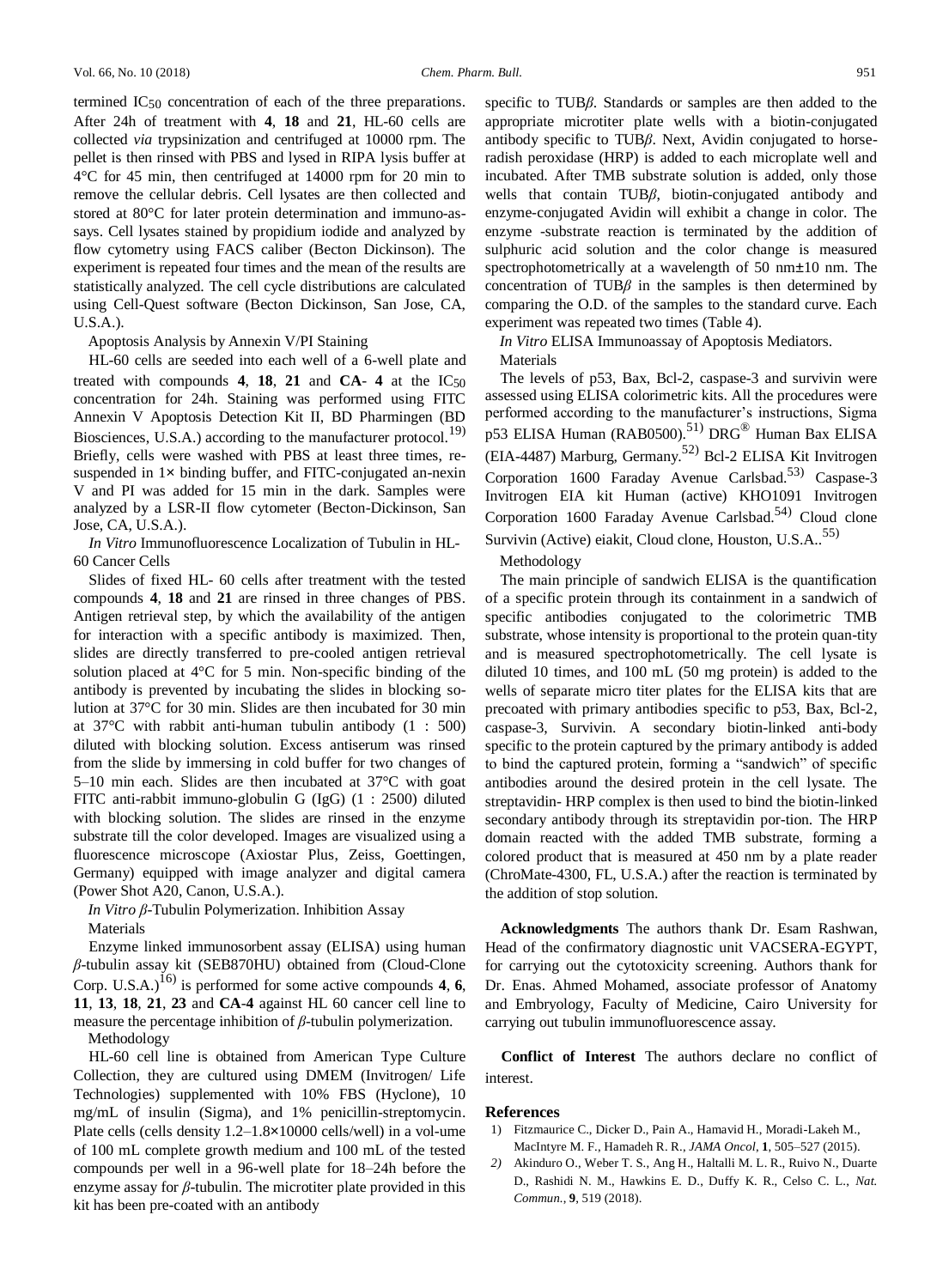termined $IC_{50}$ concentration of each of the three preparations. After 24h of treatment with **4**, **18** and **21**, HL-60 cells are collected *via* trypsinization and centrifuged at 10000 rpm. The pellet is then rinsed with PBS and lysed in RIPA lysis buffer at 4°C for 45 min, then centrifuged at 14000 rpm for 20 min to remove the cellular debris. Cell lysates are then collected and stored at 80°C for later protein determination and immuno-assays. Cell lysates stained by propidium iodide and analyzed by flow cytometry using FACS caliber (Becton Dickinson). The experiment is repeated four times and the mean of the results are statistically analyzed. The cell cycle distributions are calculated using Cell-Quest software (Becton Dickinson, San Jose, CA, U.S.A.).

Apoptosis Analysis by Annexin V/PI Staining

HL-60 cells are seeded into each well of a 6-well plate and treated with compounds **4**, **18**, **21** and **CA**- **4** at the $IC_{50}$ concentration for 24h. Staining was performed using FITC Annexin V Apoptosis Detection Kit II, BD Pharmingen (BD Biosciences, U.S.A.) according to the manufacturer protocol.[19] Briefly, cells were washed with PBS at least three times, re-suspended in 1× binding buffer, and FITC-conjugated an-nexin V and PI was added for 15 min in the dark. Samples were analyzed by a LSR-II flow cytometer (Becton-Dickinson, San Jose, CA, U.S.A.).

*In Vitro* Immunofluorescence Localization of Tubulin in HL-60 Cancer Cells

Slides of fixed HL- 60 cells after treatment with the tested compounds **4**, **18** and **21** are rinsed in three changes of PBS. Antigen retrieval step, by which the availability of the antigen for interaction with a specific antibody is maximized. Then, slides are directly transferred to pre-cooled antigen retrieval solution placed at 4°C for 5 min. Non-specific binding of the antibody is prevented by incubating the slides in blocking solution at 37°C for 30 min. Slides are then incubated for 30 min at 37°C with rabbit anti-human tubulin antibody (1 : 500) diluted with blocking solution. Excess antiserum was rinsed from the slide by immersing in cold buffer for two changes of 5–10 min each. Slides are then incubated at 37°C with goat FITC anti-rabbit immuno-globulin G (IgG) (1 : 2500) diluted with blocking solution. The slides are rinsed in the enzyme substrate till the color developed. Images are visualized using a fluorescence microscope (Axiostar Plus, Zeiss, Goettingen, Germany) equipped with image analyzer and digital camera (Power Shot A20, Canon, U.S.A.).

*In Vitro β*-Tubulin Polymerization. Inhibition Assay

Materials

Enzyme linked immunosorbent assay (ELISA) using human *β*-tubulin assay kit (SEB870HU) obtained from (Cloud-Clone Corp. U.S.A.)[16] is performed for some active compounds **4**, **6**, **11**, **13**, **18**, **21**, **23** and **CA-4** against HL 60 cancer cell line to measure the percentage inhibition of *β*-tubulin polymerization.

Methodology

HL-60 cell line is obtained from American Type Culture Collection, they are cultured using DMEM (Invitrogen/ Life Technologies) supplemented with 10% FBS (Hyclone), 10 mg/mL of insulin (Sigma), and 1% penicillin-streptomycin. Plate cells (cells density 1.2–1.8×10000 cells/well) in a vol-ume of 100 mL complete growth medium and 100 mL of the tested compounds per well in a 96-well plate for 18–24h before the enzyme assay for *β*-tubulin. The microtiter plate provided in this kit has been pre-coated with an antibody specific to TUB*β*. Standards or samples are then added to the appropriate microtiter plate wells with a biotin-conjugated antibody specific to TUB*β*. Next, Avidin conjugated to horse-radish peroxidase (HRP) is added to each microplate well and incubated. After TMB substrate solution is added, only those wells that contain TUB*β*, biotin-conjugated antibody and enzyme-conjugated Avidin will exhibit a change in color. The enzyme -substrate reaction is terminated by the addition of sulphuric acid solution and the color change is measured spectrophotometrically at a wavelength of 50 nm±10 nm. The concentration of TUB*β* in the samples is then determined by comparing the O.D. of the samples to the standard curve. Each experiment was repeated two times (Table 4).

*In Vitro* ELISA Immunoassay of Apoptosis Mediators.

Materials

The levels of p53, Bax, Bcl-2, caspase-3 and survivin were assessed using ELISA colorimetric kits. All the procedures were performed according to the manufacturer's instructions, Sigma p53 ELISA Human (RAB0500).[51] DRG® Human Bax ELISA (EIA-4487) Marburg, Germany.[52] Bcl-2 ELISA Kit Invitrogen Corporation 1600 Faraday Avenue Carlsbad.[53] Caspase-3 Invitrogen EIA kit Human (active) KHO1091 Invitrogen Corporation 1600 Faraday Avenue Carlsbad.[54] Cloud clone Survivin (Active) eiakit, Cloud clone, Houston, U.S.A..[55]

Methodology

The main principle of sandwich ELISA is the quantification of a specific protein through its containment in a sandwich of specific antibodies conjugated to the colorimetric TMB substrate, whose intensity is proportional to the protein quan-tity and is measured spectrophotometrically. The cell lysate is diluted 10 times, and 100 mL (50 mg protein) is added to the wells of separate micro titer plates for the ELISA kits that are precoated with primary antibodies specific to p53, Bax, Bcl-2, caspase-3, Survivin. A secondary biotin-linked anti-body specific to the protein captured by the primary antibody is added to bind the captured protein, forming a "sandwich" of specific antibodies around the desired protein in the cell lysate. The streptavidin- HRP complex is then used to bind the biotin-linked secondary antibody through its streptavidin por-tion. The HRP domain reacted with the added TMB substrate, forming a colored product that is measured at 450 nm by a plate reader (ChroMate-4300, FL, U.S.A.) after the reaction is terminated by the addition of stop solution.

**Acknowledgments** The authors thank Dr. Esam Rashwan, Head of the confirmatory diagnostic unit VACSERA-EGYPT, for carrying out the cytotoxicity screening. Authors thank for Dr. Enas. Ahmed Mohamed, associate professor of Anatomy and Embryology, Faculty of Medicine, Cairo University for carrying out tubulin immunofluorescence assay.

**Conflict of Interest** The authors declare no conflict of interest.

## References

1) Fitzmaurice C., Dicker D., Pain A., Hamavid H., Moradi-Lakeh M., MacIntyre M. F., Hamadeh R. R., *JAMA Oncol*, **1**, 505–527 (2015).
2) Akinduro O., Weber T. S., Ang H., Haltalli M. L. R., Ruivo N., Duarte D., Rashidi N. M., Hawkins E. D., Duffy K. R., Celso C. L., *Nat. Commun.*, **9**, 519 (2018).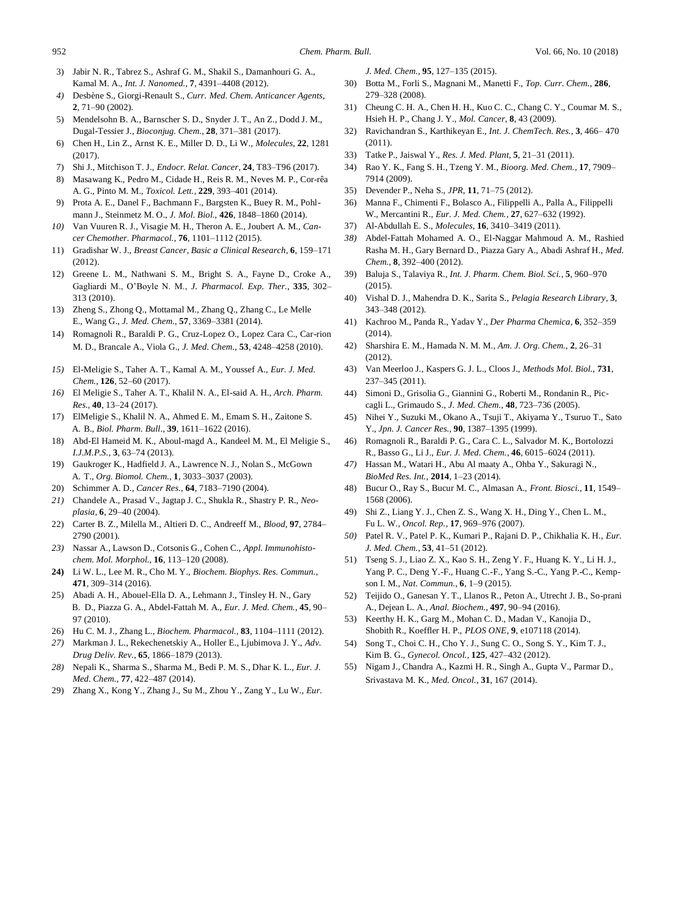3) Jabir N. R., Tabrez S., Ashraf G. M., Shakil S., Damanhouri G. A., Kamal M. A., *Int. J. Nanomed.*, **7**, 4391–4408 (2012).
4) Desbène S., Giorgi-Renault S., *Curr. Med. Chem. Anticancer Agents*, **2**, 71–90 (2002).
5) Mendelsohn B. A., Barnscher S. D., Snyder J. T., An Z., Dodd J. M., Dugal-Tessier J., *Bioconjug. Chem.*, **28**, 371–381 (2017).
6) Chen H., Lin Z., Arnst K. E., Miller D. D., Li W., *Molecules*, **22**, 1281 (2017).
7) Shi J., Mitchison T. J., *Endocr. Relat. Cancer*, **24**, T83–T96 (2017).
8) Masawang K., Pedro M., Cidade H., Reis R. M., Neves M. P., Corrêa A. G., Pinto M. M., *Toxicol. Lett.*, **229**, 393–401 (2014).
9) Prota A. E., Danel F., Bachmann F., Bargsten K., Buey R. M., Pohlmann J., Steinmetz M. O., *J. Mol. Biol.*, **426**, 1848–1860 (2014).
10) Van Vuuren R. J., Visagie M. H., Theron A. E., Joubert A. M., *Cancer Chemother. Pharmacol.*, **76**, 1101–1112 (2015).
11) Gradishar W. J., *Breast Cancer, Basic a Clinical Research*, **6**, 159–171 (2012).
12) Greene L. M., Nathwani S. M., Bright S. A., Fayne D., Croke A., Gagliardi M., O'Boyle N. M., *J. Pharmacol. Exp. Ther.*, **335**, 302–313 (2010).
13) Zheng S., Zhong Q., Mottamal M., Zhang Q., Zhang C., Le Melle E., Wang G., *J. Med. Chem.*, **57**, 3369–3381 (2014).
14) Romagnoli R., Baraldi P. G., Cruz-Lopez O., Lopez Cara C., Carrion M. D., Brancale A., Viola G., *J. Med. Chem.*, **53**, 4248–4258 (2010).
15) El-Meligie S., Taher A. T., Kamal A. M., Youssef A., *Eur. J. Med. Chem.*, **126**, 52–60 (2017).
16) El Meligie S., Taher A. T., Khalil N. A., El-said A. H., *Arch. Pharm. Res.*, **40**, 13–24 (2017).
17) ElMeligie S., Khalil N. A., Ahmed E. M., Emam S. H., Zaitone S. A. B., *Biol. Pharm. Bull.*, **39**, 1611–1622 (2016).
18) Abd-El Hameid M. K., Aboul-magd A., Kandeel M. M., El Meligie S., *I.J.M.P.S.*, **3**, 63–74 (2013).
19) Gaukroger K., Hadfield J. A., Lawrence N. J., Nolan S., McGown A. T., *Org. Biomol. Chem.*, **1**, 3033–3037 (2003).
20) Schimmer A. D., *Cancer Res.*, **64**, 7183–7190 (2004).
21) Chandele A., Prasad V., Jagtap J. C., Shukla R., Shastry P. R., *Neoplasia*, **6**, 29–40 (2004).
22) Carter B. Z., Milella M., Altieri D. C., Andreeff M., *Blood*, **97**, 2784–2790 (2001).
23) Nassar A., Lawson D., Cotsonis G., Cohen C., *Appl. Immunohistochem. Mol. Morphol.*, **16**, 113–120 (2008).
24) Li W. L., Lee M. R., Cho M. Y., *Biochem. Biophys. Res. Commun.*, **471**, 309–314 (2016).
25) Abadi A. H., Abouel-Ella D. A., Lehmann J., Tinsley H. N., Gary B. D., Piazza G. A., Abdel-Fattah M. A., *Eur. J. Med. Chem.*, **45**, 90–97 (2010).
26) Hu C. M. J., Zhang L., *Biochem. Pharmacol.*, **83**, 1104–1111 (2012).
27) Markman J. L., Rekechenetskiy A., Holler E., Ljubimova J. Y., *Adv. Drug Deliv. Rev.*, **65**, 1866–1879 (2013).
28) Nepali K., Sharma S., Sharma M., Bedi P. M. S., Dhar K. L., *Eur. J. Med. Chem.*, **77**, 422–487 (2014).
29) Zhang X., Kong Y., Zhang J., Su M., Zhou Y., Zang Y., Lu W., *Eur. J. Med. Chem.*, **95**, 127–135 (2015).
30) Botta M., Forli S., Magnani M., Manetti F., *Top. Curr. Chem.*, **286**, 279–328 (2008).
31) Cheung C. H. A., Chen H. H., Kuo C. C., Chang C. Y., Coumar M. S., Hsieh H. P., Chang J. Y., *Mol. Cancer*, **8**, 43 (2009).
32) Ravichandran S., Karthikeyan E., *Int. J. ChemTech. Res.*, **3**, 466– 470 (2011).
33) Tatke P., Jaiswal Y., *Res. J. Med. Plant*, **5**, 21–31 (2011).
34) Rao Y. K., Fang S. H., Tzeng Y. M., *Bioorg. Med. Chem.*, **17**, 7909–7914 (2009).
35) Devender P., Neha S., *JPR*, **11**, 71–75 (2012).
36) Manna F., Chimenti F., Bolasco A., Filippelli A., Palla A., Filippelli W., Mercantini R., *Eur. J. Med. Chem.*, **27**, 627–632 (1992).
37) Al-Abdullah E. S., *Molecules*, **16**, 3410–3419 (2011).
38) Abdel-Fattah Mohamed A. O., El-Naggar Mahmoud A. M., Rashied Rasha M. H., Gary Bernard D., Piazza Gary A., Abadi Ashraf H., *Med. Chem.*, **8**, 392–400 (2012).
39) Baluja S., Talaviya R., *Int. J. Pharm. Chem. Biol. Sci.*, **5**, 960–970 (2015).
40) Vishal D. J., Mahendra D. K., Sarita S., *Pelagia Research Library*, **3**, 343–348 (2012).
41) Kachroo M., Panda R., Yadav Y., *Der Pharma Chemica*, **6**, 352–359 (2014).
42) Sharshira E. M., Hamada N. M. M., *Am. J. Org. Chem.*, **2**, 26–31 (2012).
43) Van Meerloo J., Kaspers G. J. L., Cloos J., *Methods Mol. Biol.*, **731**, 237–345 (2011).
44) Simoni D., Grisolia G., Giannini G., Roberti M., Rondanin R., Piccagli L., Grimaudo S., *J. Med. Chem.*, **48**, 723–736 (2005).
45) Nihei Y., Suzuki M., Okano A., Tsuji T., Akiyama Y., Tsuruo T., Sato Y., *Jpn. J. Cancer Res.*, **90**, 1387–1395 (1999).
46) Romagnoli R., Baraldi P. G., Cara C. L., Salvador M. K., Bortolozzi R., Basso G., Li J., *Eur. J. Med. Chem.*, **46**, 6015–6024 (2011).
47) Hassan M., Watari H., Abu Al maaty A., Ohba Y., Sakuragi N., *BioMed Res. Int.*, **2014**, 1–23 (2014).
48) Bucur O., Ray S., Bucur M. C., Almasan A., *Front. Biosci.*, **11**, 1549–1568 (2006).
49) Shi Z., Liang Y. J., Chen Z. S., Wang X. H., Ding Y., Chen L. M., Fu L. W., *Oncol. Rep.*, **17**, 969–976 (2007).
50) Patel R. V., Patel P. K., Kumari P., Rajani D. P., Chikhalia K. H., *Eur. J. Med. Chem.*, **53**, 41–51 (2012).
51) Tseng S. J., Liao Z. X., Kao S. H., Zeng Y. F., Huang K. Y., Li H. J., Yang P. C., Deng Y.-F., Huang C.-F., Yang S.-C., Yang P.-C., Kempson I. M., *Nat. Commun.*, **6**, 1–9 (2015).
52) Teijido O., Ganesan Y. T., Llanos R., Peton A., Utrecht J. B., So-prani A., Dejean L. A., *Anal. Biochem.*, **497**, 90–94 (2016).
53) Keerthy H. K., Garg M., Mohan C. D., Madan V., Kanojia D., Shobith R., Koeffler H. P., *PLOS ONE*, **9**, e107118 (2014).
54) Song T., Choi C. H., Cho Y. J., Sung C. O., Song S. Y., Kim T. J., Kim B. G., *Gynecol. Oncol.*, **125**, 427–432 (2012).
55) Nigam J., Chandra A., Kazmi H. R., Singh A., Gupta V., Parmar D., Srivastava M. K., *Med. Oncol.*, **31**, 167 (2014).